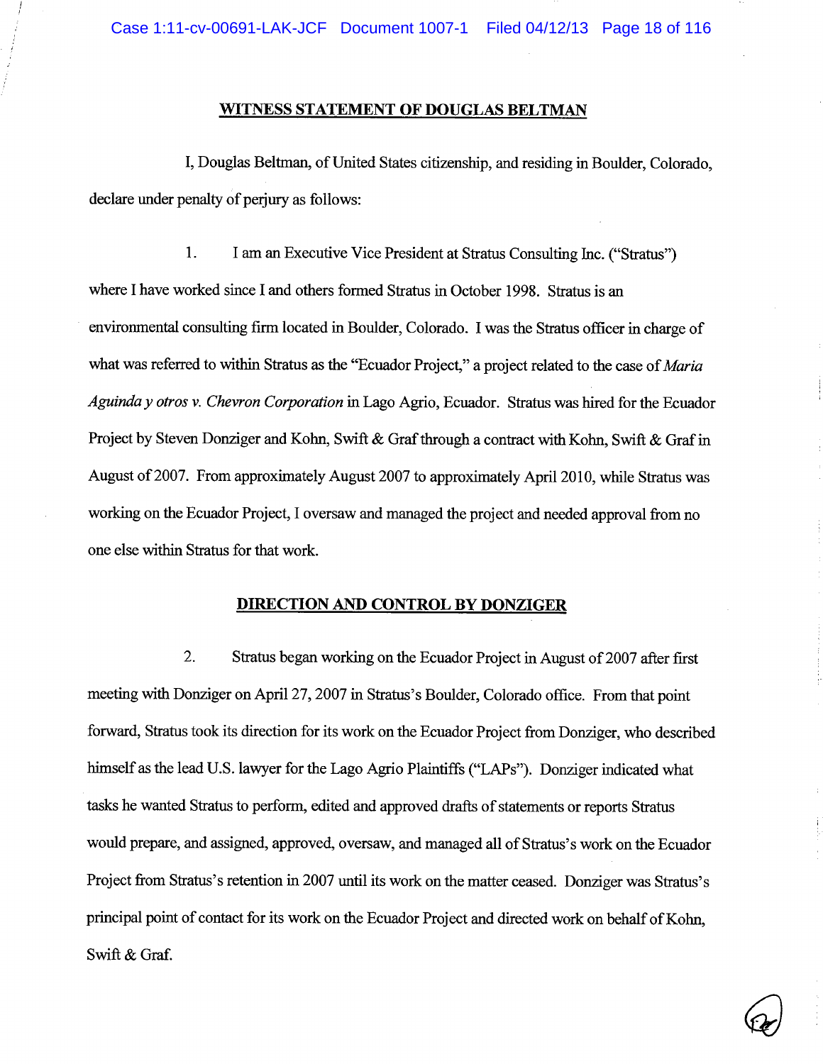## WITNESS STATEMENT OF DOUGLAS BELTMAN

I, Douglas Beltman, of United States citizenship, and residing in Boulder, Colorado, declare under penalty of perjury as follows:

1. I am an Executive Vice President at Stratus Consulting Inc. ("Stratus") where I have worked since I and others formed Stratus in October 1998. Stratus is an environmental consulting firm located in Boulder, Colorado. I was the Stratus officer in charge of what was referred to within Stratus as the "Ecuador Project," a project related to the case of *Maria Aguinda y otros v. Chevron Corporation* in Lago Agrio, Ecuador. Stratus was hired for the Ecuador Project by Steven Donziger and Kohn, Swift & Graf through a contract with Kohn, Swift & Graf in August of 2007. From approximately August 2007 to approximately April 2010, while Stratus was working on the Ecuador Project, I oversaw and managed the project and needed approval from no one else within Stratus for that work.

## DIRECTION AND CONTROL BY DONZIGER

2. Stratus began working on the Ecuador Project in August of 2007 after first meeting with Donziger on April 27, 2007 in Stratus's Boulder, Colorado office. From that point forward, Stratus took its direction for its work on the Ecuador Project from Donziger, who described himself as the lead U.S. lawyer for the Lago Agrio Plaintiffs ("LAPs"). Donziger indicated what tasks he wanted Stratus to perform, edited and approved drafts of statements or reports Stratus would prepare, and assigned, approved, oversaw, and managed all of Stratus's work on the Ecuador Project from Stratus's retention in 2007 until its work on the matter ceased. Donziger was Stratus's principal point of contact for its work on the Ecuador Project and directed work on behalf of Kohn, Swift & Graf.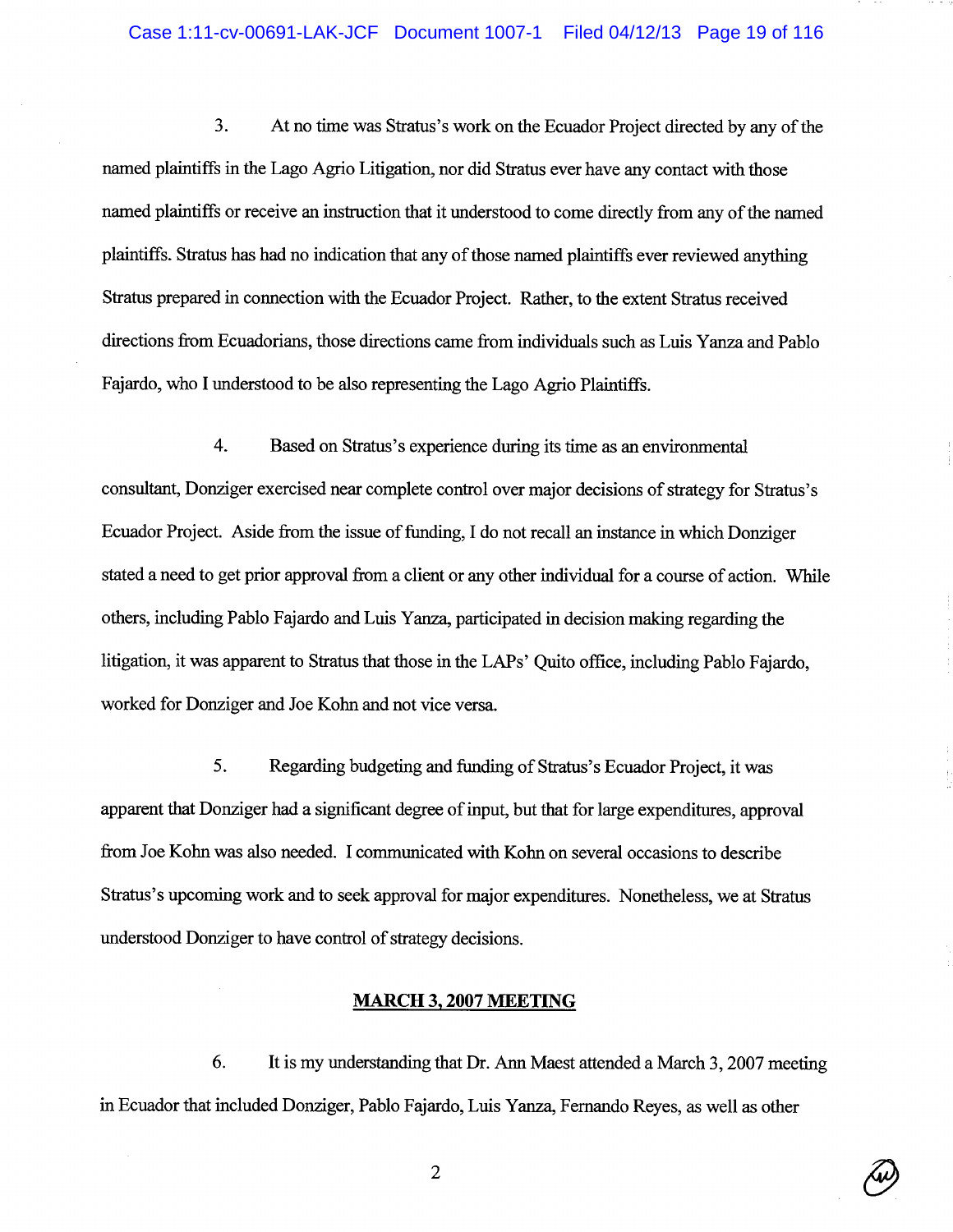3. At no time was Stratus's work on the Ecuador Project directed by any of the named plaintiffs in the Lago Agrio Litigation, nor did Stratus ever have any contact with those named plaintiffs or receive an instruction that it understood to come directly from any of the named plaintiffs. Stratus has had no indication that any of those named plaintiffs ever reviewed anything Stratus prepared in connection with the Ecuador Project. Rather, to the extent Stratus received directions from Ecuadorians, those directions came from individuals such as Luis Yanza and Pablo Fajardo, who I understood to be also representing the Lago Agrio Plaintiffs.

4. Based on Stratus's experience during its time as an environmental consultant, Donziger exercised near complete control over major decisions of strategy for Stratus's Ecuador Project. Aside from the issue of funding, I do not recall an instance in which Donziger stated a need to get prior approval from a client or any other individual for a course of action. While others, including Pablo Fajardo and Luis Yanza, participated in decision making regarding the litigation, it was apparent to Stratus that those in the LAPs' Quito office, including Pablo Fajardo, worked for Donziger and Joe Kohn and not vice versa.

5. Regarding budgeting and funding of Stratus's Ecuador Project, it was apparent that Donziger had a significant degree of input, but that for large expenditures, approval from Joe Kohn was also needed. I communicated with Kohn on several occasions to describe Stratus's upcoming work and to seek approval for major expenditures. Nonetheless, we at Stratus understood Donziger to have control of strategy decisions.

## MARCH 3, 2007 MEETING

6. It is my understanding that Dr. Ann Maest attended a March 3, 2007 meeting in Ecuador that included Donziger, Pablo Fajardo, Luis Yanza, Fernando Reyes, as well as other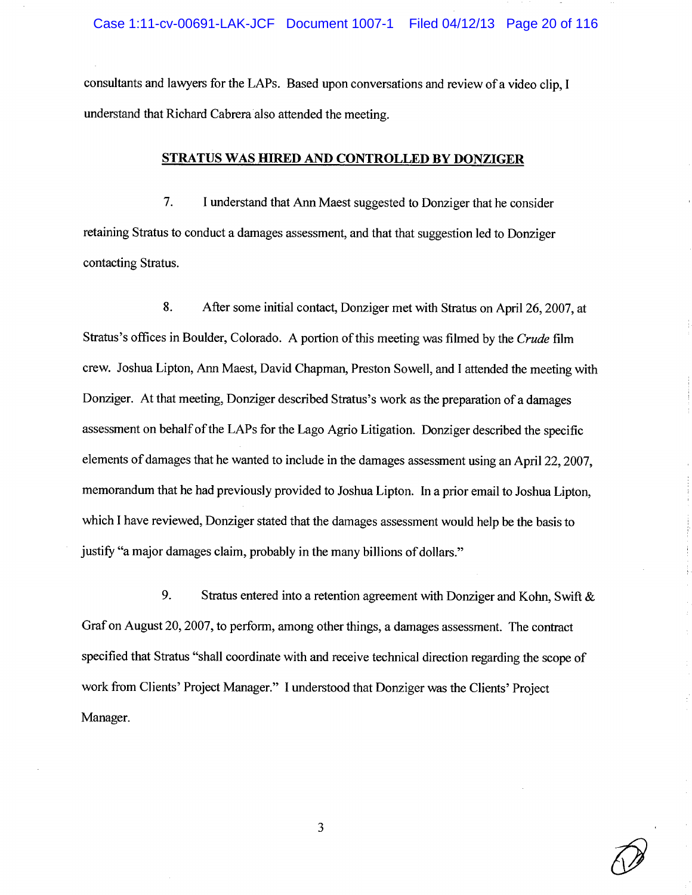consultants and lawyers for the LAPs. Based upon conversations and review of a video clip, I understand that Richard Cabrera also attended the meeting.

## STRATUS WAS HIRED AND CONTROLLED BY DONZIGER

7. I understand that Ann Maest suggested to Donziger that he consider retaining Stratus to conduct a damages assessment, and that that suggestion led to Donziger contacting Stratus.

8. After some initial contact, Donziger met with Stratus on April 26, 2007, at Stratus's offices in Boulder, Colorado. A portion of this meeting was filmed by the *Crude* film crew. Joshua Lipton, Ann Maest, David Chapman, Preston Sowell, and I attended the meeting with Donziger. At that meeting, Donziger described Stratus's work as the preparation of a damages assessment on behalf of the LAPs for the Lago Agrio Litigation. Donziger described the specific elements of damages that he wanted to include in the damages assessment using an April 22, 2007, memorandum that he had previously provided to Joshua Lipton. In a prior email to Joshua Lipton, which I have reviewed, Donziger stated that the damages assessment would help be the basis to justify "a major damages claim, probably in the many billions of dollars."

9. Stratus entered into a retention agreement with Donziger and Kohn, Swift & Graf on August 20, 2007, to perform, among other things, a damages assessment. The contract specified that Stratus "shall coordinate with and receive technical direction regarding the scope of work from Clients' Project Manager." I understood that Donziger was the Clients' Project Manager.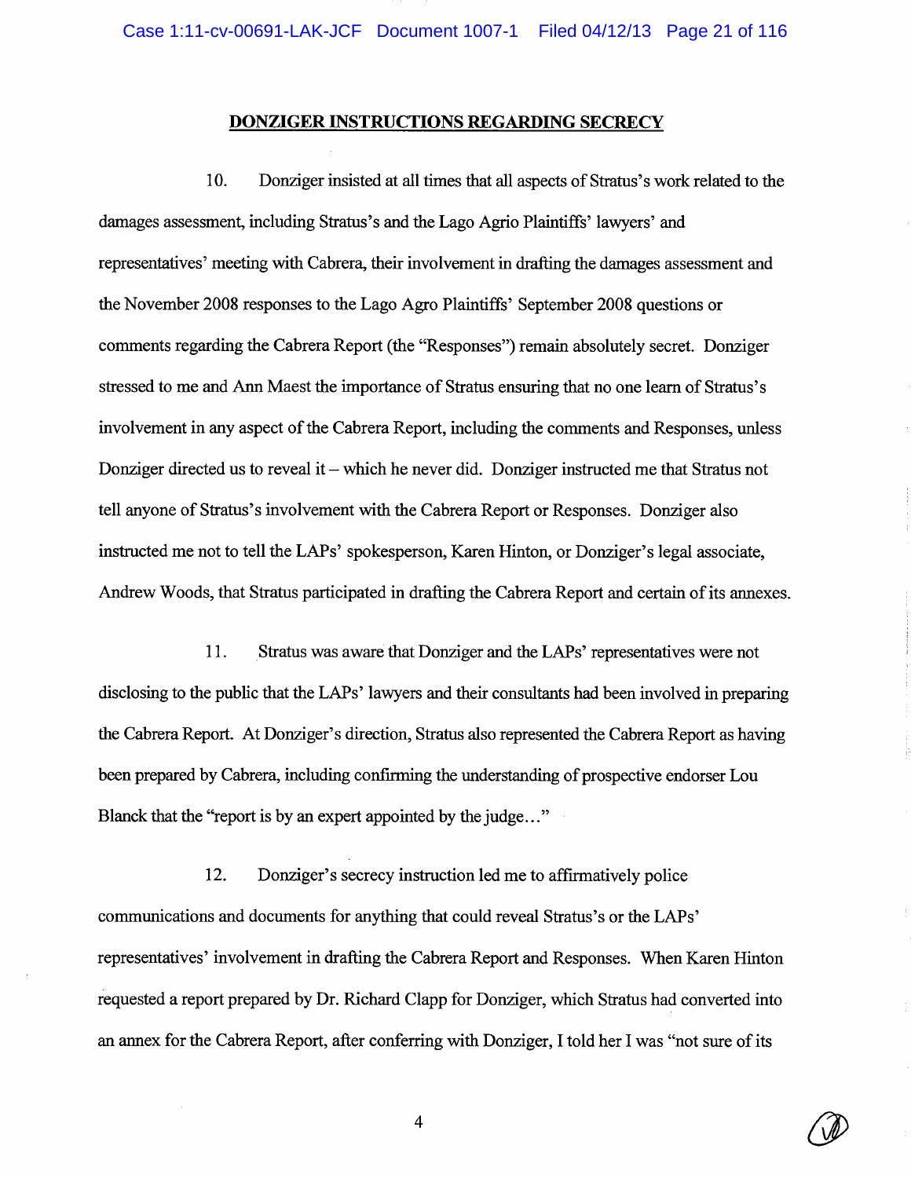## DONZIGER INSTRUCTIONS REGARDING SECRECY

10. Donziger insisted at all times that all aspects of Stratus's work related to the damages assessment, including Stratus's and the Lago Agrio Plaintiffs' lawyers' and representatives' meeting with Cabrera, their involvement in drafting the damages assessment and the November 2008 responses to the Lago Agro Plaintiffs' September 2008 questions or comments regarding the Cabrera Report (the "Responses") remain absolutely secret. Donziger stressed to me and Ann Maest the importance of Stratus ensuring that no one learn of Stratus's involvement in any aspect of the Cabrera Report, including the comments and Responses, unless Donziger directed us to reveal it – which he never did. Donziger instructed me that Stratus not tell anyone of Stratus's involvement with the Cabrera Report or Responses. Donziger also instructed me not to tell the LAPs' spokesperson, Karen Hinton, or Donziger's legal associate, Andrew Woods, that Stratus participated in drafting the Cabrera Report and certain of its annexes.

11. Stratus was aware that Donziger and the LAPs' representatives were not disclosing to the public that the LAPs' lawyers and their consultants had been involved in preparing the Cabrera Report. At Donziger's direction, Stratus also represented the Cabrera Report as having been prepared by Cabrera, including confirming the understanding of prospective endorser Lou Blanck that the "report is by an expert appointed by the judge…"

12. Donziger's secrecy instruction led me to affirmatively police communications and documents for anything that could reveal Stratus's or the LAPs' representatives' involvement in drafting the Cabrera Report and Responses. When Karen Hinton requested a report prepared by Dr. Richard Clapp for Donziger, which Stratus had converted into an annex for the Cabrera Report, after conferring with Donziger, I told her I was "not sure of its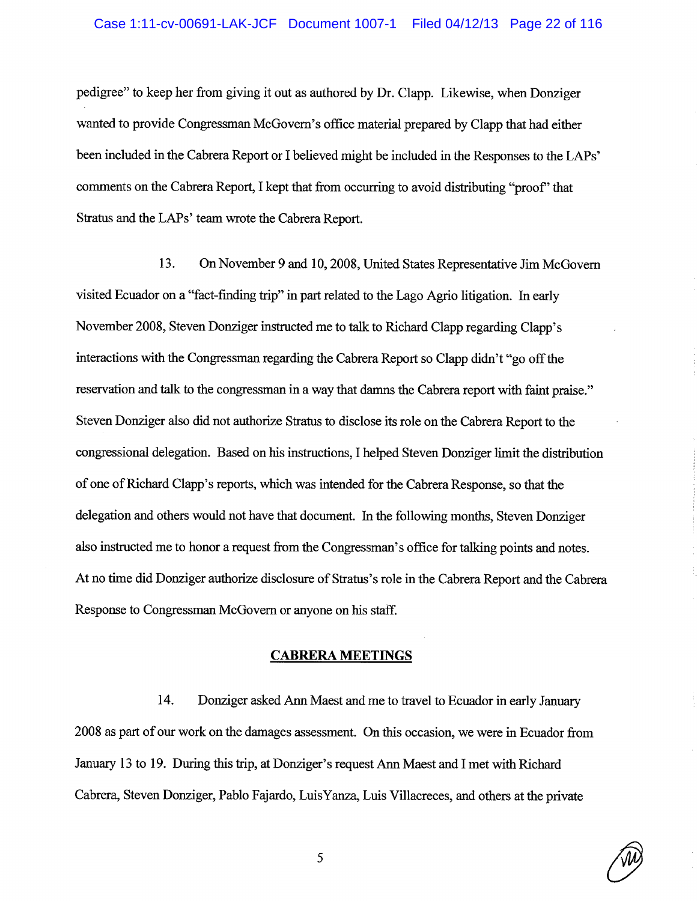pedigree" to keep her from giving it out as authored by Dr. Clapp. Likewise, when Donziger wanted to provide Congressman McGovern's office material prepared by Clapp that had either been included in the Cabrera Report or I believed might be included in the Responses to the LAPs' comments on the Cabrera Report, I kept that from occurring to avoid distributing "proof" that Stratus and the LAPs' team wrote the Cabrera Report.

13. On November 9 and 10, 2008, United States Representative Jim McGovern visited Ecuador on a "fact-finding trip" in part related to the Lago Agrio litigation. In early November 2008, Steven Donziger instructed me to talk to Richard Clapp regarding Clapp's interactions with the Congressman regarding the Cabrera Report so Clapp didn't "go off the reservation and talk to the congressman in a way that damns the Cabrera report with faint praise." Steven Donziger also did not authorize Stratus to disclose its role on the Cabrera Report to the congressional delegation. Based on his instructions, I helped Steven Donziger limit the distribution of one of Richard Clapp's reports, which was intended for the Cabrera Response, so that the delegation and others would not have that document. In the following months, Steven Donziger also instructed me to honor a request from the Congressman's office for talking points and notes. At no time did Donziger authorize disclosure of Stratus's role in the Cabrera Report and the Cabrera Response to Congressman McGovern or anyone on his staff.

## CABRERA MEETINGS

14. Donziger asked Ann Maest and me to travel to Ecuador in early January 2008 as part of our work on the damages assessment. On this occasion, we were in Ecuador from January 13 to 19. During this trip, at Donziger's request Ann Maest and I met with Richard Cabrera, Steven Donziger, Pablo Fajardo, Luis Yanza, Luis Villacreces, and others at the private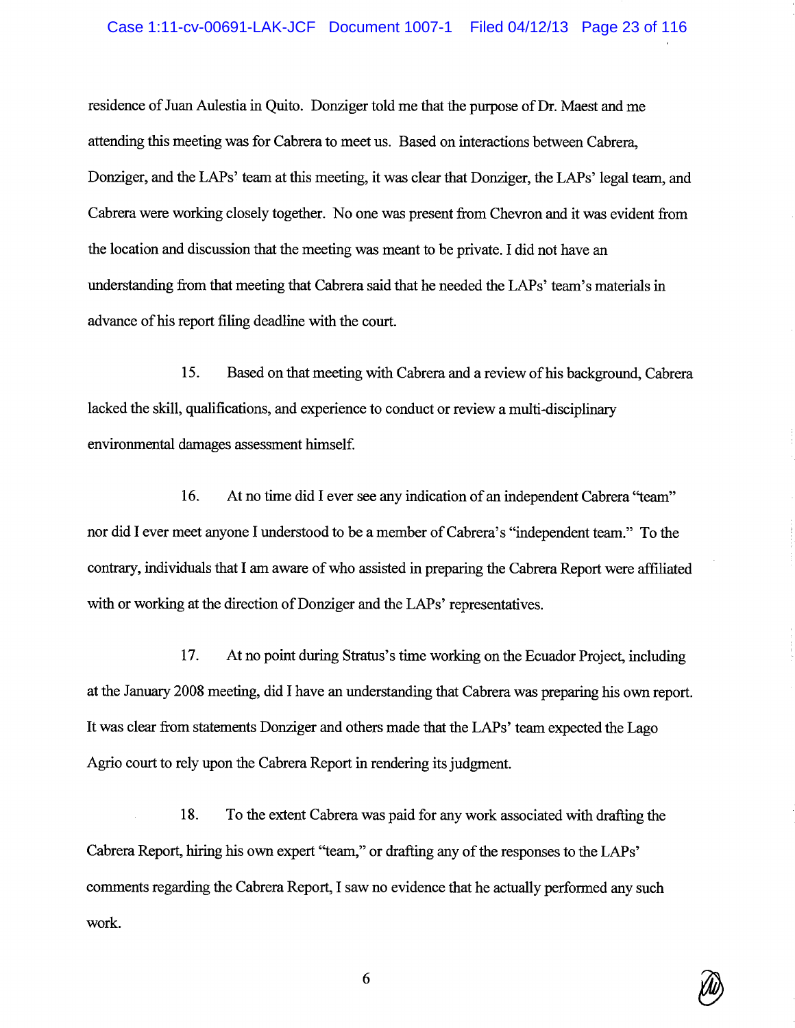residence of Juan Aulestia in Quito. Donziger told me that the purpose of Dr. Maest and me attending this meeting was for Cabrera to meet us. Based on interactions between Cabrera, Donziger, and the LAPs' team at this meeting, it was clear that Donziger, the LAPs' legal team, and Cabrera were working closely together. No one was present from Chevron and it was evident from the location and discussion that the meeting was meant to be private. I did not have an understanding from that meeting that Cabrera said that he needed the LAPs' team's materials in advance of his report filing deadline with the court.

15. Based on that meeting with Cabrera and a review of his background, Cabrera lacked the skill, qualifications, and experience to conduct or review a multi-disciplinary environmental damages assessment himself.

16. At no time did I ever see any indication of an independent Cabrera "team" nor did I ever meet anyone I understood to be a member of Cabrera's "independent team." To the contrary, individuals that I am aware of who assisted in preparing the Cabrera Report were affiliated with or working at the direction of Donziger and the LAPs' representatives.

17. At no point during Stratus's time working on the Ecuador Project, including at the January 2008 meeting, did I have an understanding that Cabrera was preparing his own report. It was clear from statements Donziger and others made that the LAPs' team expected the Lago Agrio court to rely upon the Cabrera Report in rendering its judgment.

18. To the extent Cabrera was paid for any work associated with drafting the Cabrera Report, hiring his own expert "team," or drafting any of the responses to the LAPs' comments regarding the Cabrera Report, I saw no evidence that he actually performed any such work.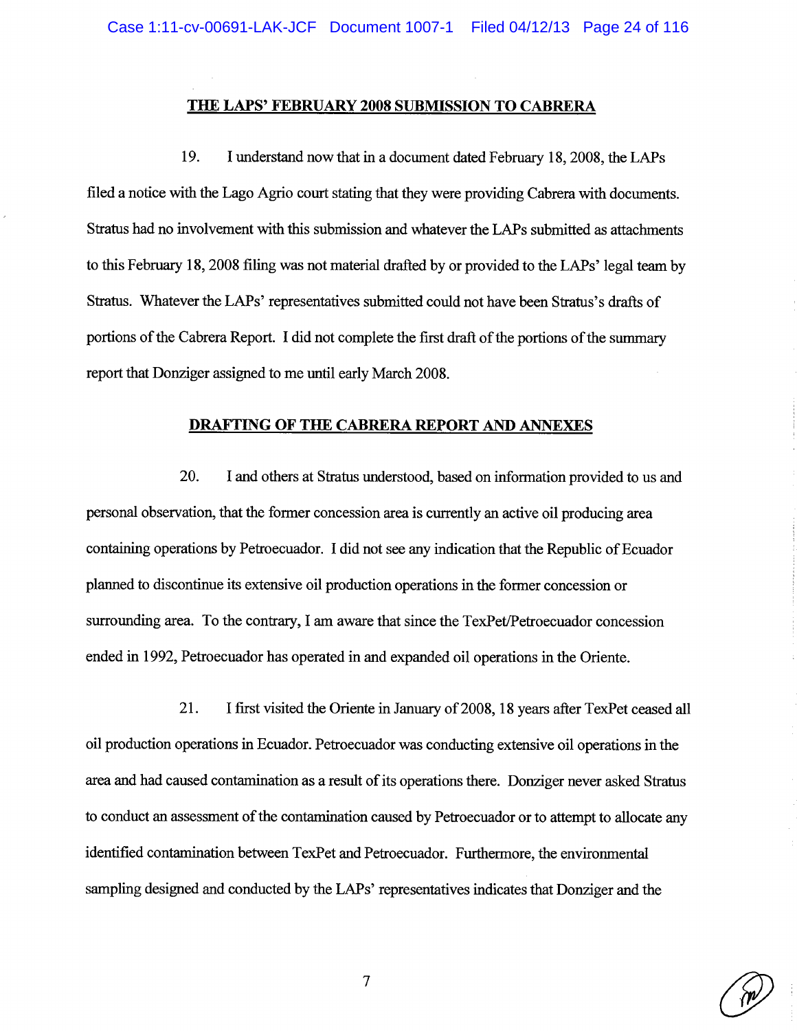## THE LAPS' FEBRUARY 2008 SUBMISSION TO CABRERA

19. I understand now that in a document dated February 18, 2008, the LAPs filed a notice with the Lago Agrio court stating that they were providing Cabrera with documents. Stratus had no involvement with this submission and whatever the LAPs submitted as attachments to this February 18, 2008 filing was not material drafted by or provided to the LAPs' legal team by Stratus. Whatever the LAPs' representatives submitted could not have been Stratus's drafts of portions of the Cabrera Report. I did not complete the first draft of the portions of the summary report that Donziger assigned to me until early March 2008.

## DRAFTING OF THE CABRERA REPORT AND ANNEXES

20. I and others at Stratus understood, based on information provided to us and personal observation, that the former concession area is currently an active oil producing area containing operations by Petroecuador. I did not see any indication that the Republic of Ecuador planned to discontinue its extensive oil production operations in the former concession or surrounding area. To the contrary, I am aware that since the TexPet/Petroecuador concession ended in 1992, Petroecuador has operated in and expanded oil operations in the Oriente.

21. I first visited the Oriente in January of 2008, 18 years after TexPet ceased all oil production operations in Ecuador. Petroecuador was conducting extensive oil operations in the area and had caused contamination as a result of its operations there. Donziger never asked Stratus to conduct an assessment of the contamination caused by Petroecuador or to attempt to allocate any identified contamination between TexPet and Petroecuador. Furthermore, the environmental sampling designed and conducted by the LAPs' representatives indicates that Donziger and the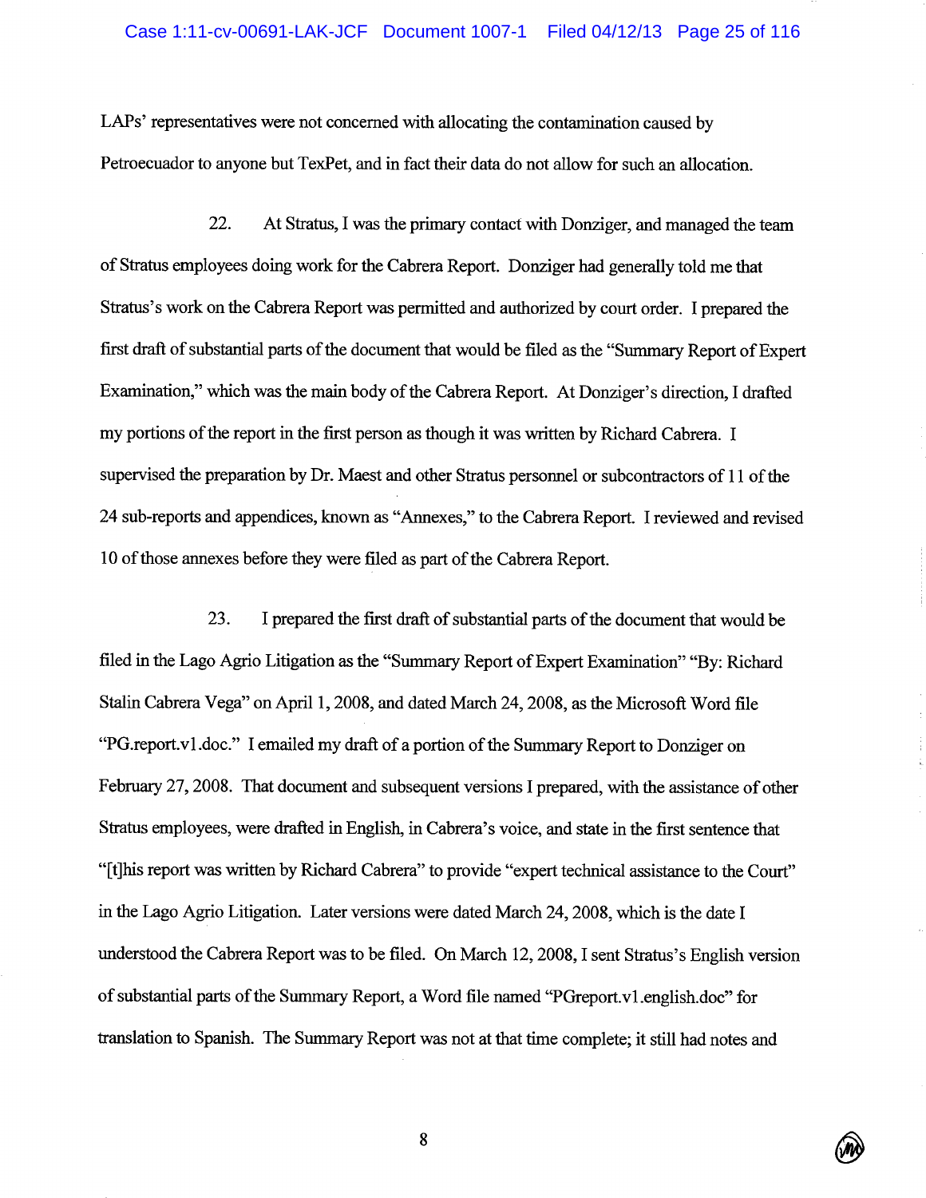LAPs' representatives were not concerned with allocating the contamination caused by Petroecuador to anyone but TexPet, and in fact their data do not allow for such an allocation.

22. At Stratus, I was the primary contact with Donziger, and managed the team of Stratus employees doing work for the Cabrera Report. Donziger had generally told me that Stratus's work on the Cabrera Report was permitted and authorized by court order. I prepared the first draft of substantial parts of the document that would be filed as the "Summary Report of Expert Examination," which was the main body of the Cabrera Report. At Donziger's direction, I drafted my portions of the report in the first person as though it was written by Richard Cabrera. I supervised the preparation by Dr. Maest and other Stratus personnel or subcontractors of 11 of the 24 sub-reports and appendices, known as "Annexes," to the Cabrera Report. I reviewed and revised 10 of those annexes before they were filed as part of the Cabrera Report.

23. I prepared the first draft of substantial parts of the document that would be filed in the Lago Agrio Litigation as the "Summary Report of Expert Examination" "By: Richard Stalin Cabrera Vega" on April 1, 2008, and dated March 24, 2008, as the Microsoft Word file "PG.report.v1.doc." I emailed my draft of a portion of the Summary Report to Donziger on February 27, 2008. That document and subsequent versions I prepared, with the assistance of other Stratus employees, were drafted in English, in Cabrera's voice, and state in the first sentence that "[t]his report was written by Richard Cabrera" to provide "expert technical assistance to the Court" in the Lago Agrio Litigation. Later versions were dated March 24, 2008, which is the date I understood the Cabrera Report was to be filed. On March 12, 2008, I sent Stratus's English version of substantial parts of the Summary Report, a Word file named "PGreport.v1.english.doc" for translation to Spanish. The Summary Report was not at that time complete; it still had notes and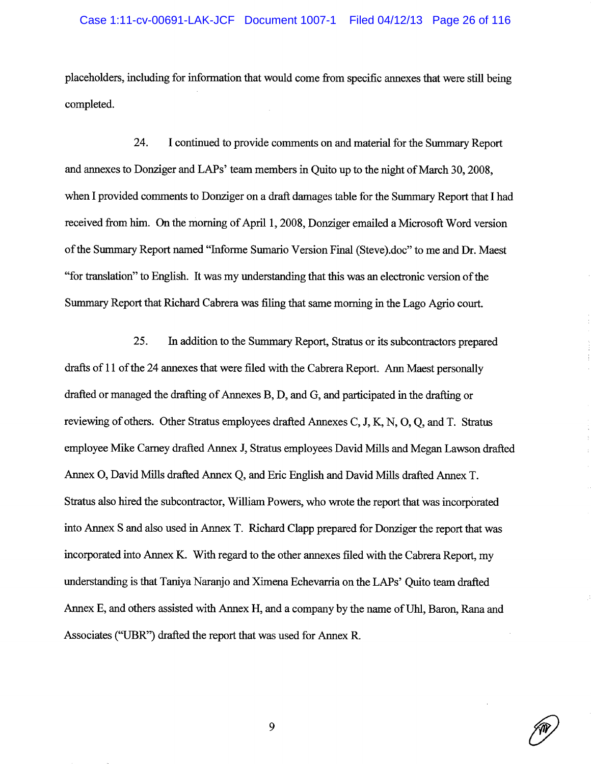placeholders, including for information that would come from specific annexes that were still being completed.

24. I continued to provide comments on and material for the Summary Report and annexes to Donziger and LAPs' team members in Quito up to the night of March 30, 2008, when I provided comments to Donziger on a draft damages table for the Summary Report that I had received from him. On the morning of April 1, 2008, Donziger emailed a Microsoft Word version of the Summary Report named "Informe Sumario Version Final (Steve).doc" to me and Dr. Maest "for translation" to English. It was my understanding that this was an electronic version of the Summary Report that Richard Cabrera was filing that same morning in the Lago Agrio court.

25. In addition to the Summary Report, Stratus or its subcontractors prepared drafts of 11 of the 24 annexes that were filed with the Cabrera Report. Ann Maest personally drafted or managed the drafting of Annexes B, D, and G, and participated in the drafting or reviewing of others. Other Stratus employees drafted Annexes C, J, K, N, O, Q, and T. Stratus employee Mike Carney drafted Annex J, Stratus employees David Mills and Megan Lawson drafted Annex O, David Mills drafted Annex Q, and Eric English and David Mills drafted Annex T. Stratus also hired the subcontractor, William Powers, who wrote the report that was incorporated into Annex S and also used in Annex T. Richard Clapp prepared for Donziger the report that was incorporated into Annex K. With regard to the other annexes filed with the Cabrera Report, my understanding is that Taniya Naranjo and Ximena Echevarria on the LAPs' Quito team drafted Annex E, and others assisted with Annex H, and a company by the name of Uhl, Baron, Rana and Associates ("UBR") drafted the report that was used for Annex R.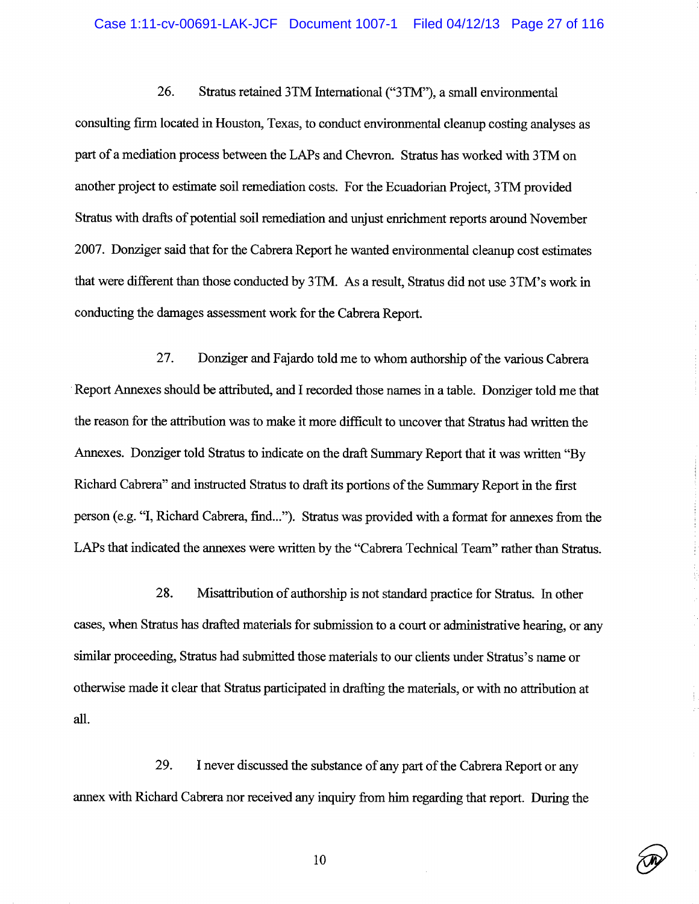26. Stratus retained 3TM International ("3TM"), a small environmental consulting firm located in Houston, Texas, to conduct environmental cleanup costing analyses as part of a mediation process between the LAPs and Chevron. Stratus has worked with 3TM on another project to estimate soil remediation costs. For the Ecuadorian Project, 3TM provided Stratus with drafts of potential soil remediation and unjust enrichment reports around November 2007. Donziger said that for the Cabrera Report he wanted environmental cleanup cost estimates that were different than those conducted by 3TM. As a result, Stratus did not use 3TM's work in conducting the damages assessment work for the Cabrera Report.

27. Donziger and Fajardo told me to whom authorship of the various Cabrera Report Annexes should be attributed, and I recorded those names in a table. Donziger told me that the reason for the attribution was to make it more difficult to uncover that Stratus had written the Annexes. Donziger told Stratus to indicate on the draft Summary Report that it was written "By Richard Cabrera" and instructed Stratus to draft its portions of the Summary Report in the first person (e.g. "I, Richard Cabrera, find..."). Stratus was provided with a format for annexes from the LAPs that indicated the annexes were written by the "Cabrera Technical Team" rather than Stratus.

28. Misattribution of authorship is not standard practice for Stratus. In other cases, when Stratus has drafted materials for submission to a court or administrative hearing, or any similar proceeding, Stratus had submitted those materials to our clients under Stratus's name or otherwise made it clear that Stratus participated in drafting the materials, or with no attribution at all.

29. I never discussed the substance of any part of the Cabrera Report or any annex with Richard Cabrera nor received any inquiry from him regarding that report. During the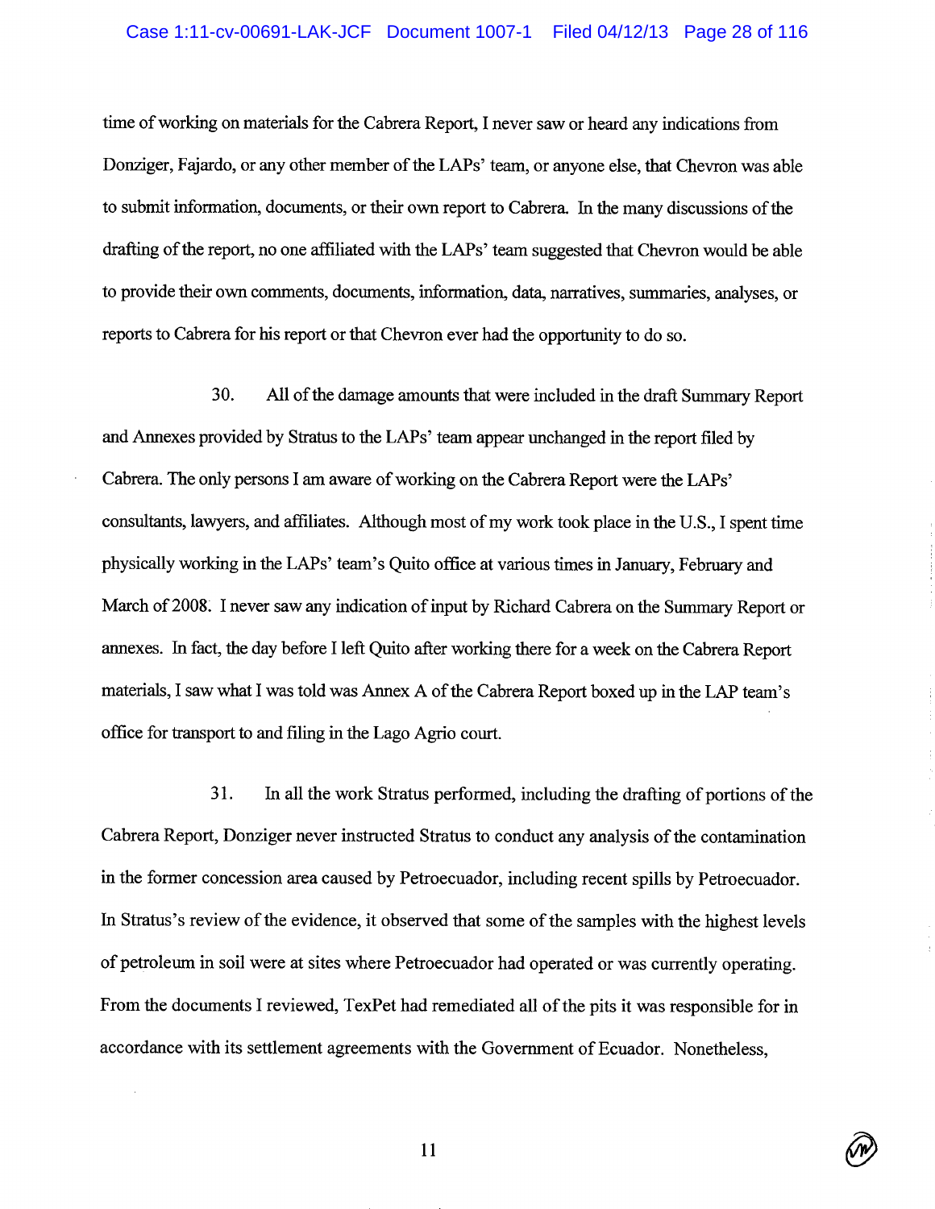time of working on materials for the Cabrera Report, I never saw or heard any indications from Donziger, Fajardo, or any other member of the LAPs' team, or anyone else, that Chevron was able to submit information, documents, or their own report to Cabrera. In the many discussions of the drafting of the report, no one affiliated with the LAPs' team suggested that Chevron would be able to provide their own comments, documents, information, data, narratives, summaries, analyses, or reports to Cabrera for his report or that Chevron ever had the opportunity to do so.

30. All of the damage amounts that were included in the draft Summary Report and Annexes provided by Stratus to the LAPs' team appear unchanged in the report filed by Cabrera. The only persons I am aware of working on the Cabrera Report were the LAPs' consultants, lawyers, and affiliates. Although most of my work took place in the U.S., I spent time physically working in the LAPs' team's Quito office at various times in January, February and March of 2008. I never saw any indication of input by Richard Cabrera on the Summary Report or annexes. In fact, the day before I left Quito after working there for a week on the Cabrera Report materials, I saw what I was told was Annex A of the Cabrera Report boxed up in the LAP team's office for transport to and filing in the Lago Agrio court.

31. In all the work Stratus performed, including the drafting of portions of the Cabrera Report, Donziger never instructed Stratus to conduct any analysis of the contamination in the former concession area caused by Petroecuador, including recent spills by Petroecuador. In Stratus's review of the evidence, it observed that some of the samples with the highest levels of petroleum in soil were at sites where Petroecuador had operated or was currently operating. From the documents I reviewed, TexPet had remediated all of the pits it was responsible for in accordance with its settlement agreements with the Government of Ecuador. Nonetheless,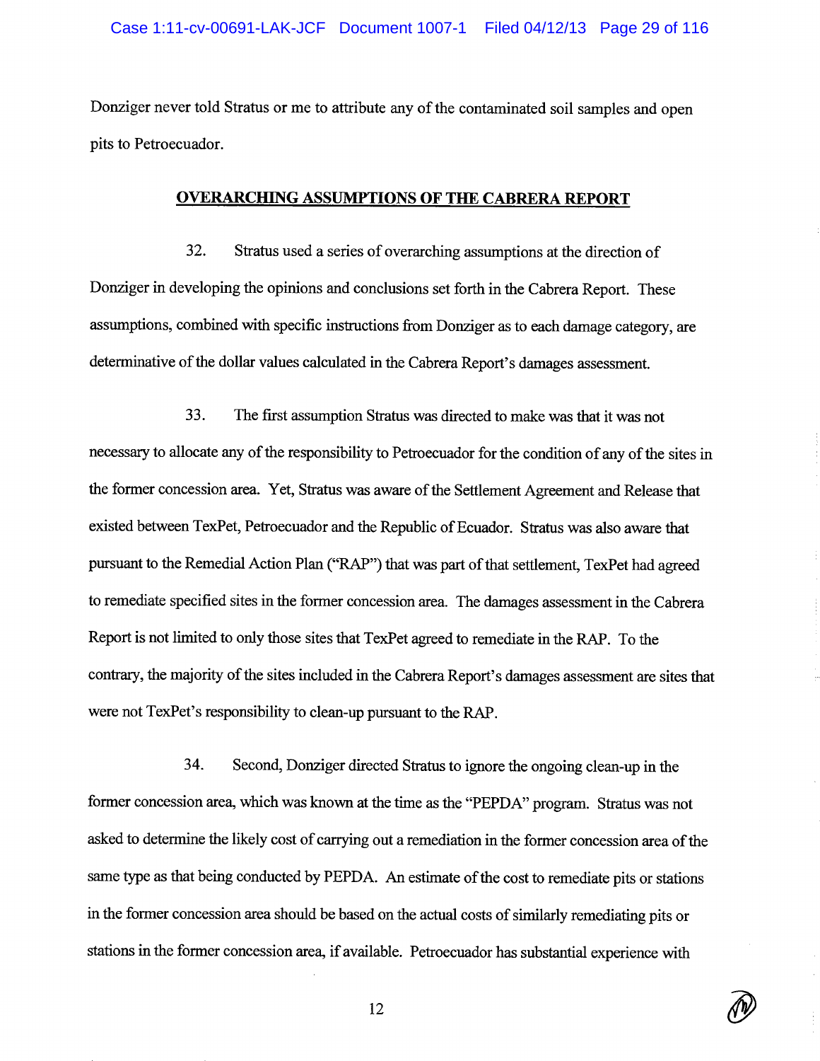Donziger never told Stratus or me to attribute any of the contaminated soil samples and open pits to Petroecuador.

## OVERARCHING ASSUMPTIONS OF THE CABRERA REPORT

32. Stratus used a series of overarching assumptions at the direction of Donziger in developing the opinions and conclusions set forth in the Cabrera Report. These assumptions, combined with specific instructions from Donziger as to each damage category, are determinative of the dollar values calculated in the Cabrera Report's damages assessment.

33. The first assumption Stratus was directed to make was that it was not necessary to allocate any of the responsibility to Petroecuador for the condition of any of the sites in the former concession area. Yet, Stratus was aware of the Settlement Agreement and Release that existed between TexPet, Petroecuador and the Republic of Ecuador. Stratus was also aware that pursuant to the Remedial Action Plan ("RAP") that was part of that settlement, TexPet had agreed to remediate specified sites in the former concession area. The damages assessment in the Cabrera Report is not limited to only those sites that TexPet agreed to remediate in the RAP. To the contrary, the majority of the sites included in the Cabrera Report's damages assessment are sites that were not TexPet's responsibility to clean-up pursuant to the RAP.

34. Second, Donziger directed Stratus to ignore the ongoing clean-up in the former concession area, which was known at the time as the "PEPDA" program. Stratus was not asked to determine the likely cost of carrying out a remediation in the former concession area of the same type as that being conducted by PEPDA. An estimate of the cost to remediate pits or stations in the former concession area should be based on the actual costs of similarly remediating pits or stations in the former concession area, if available. Petroecuador has substantial experience with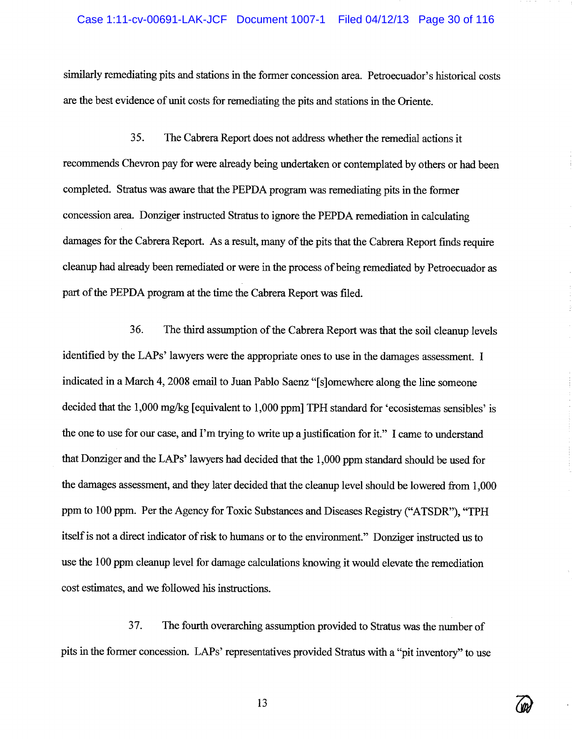similarly remediating pits and stations in the former concession area. Petroecuador's historical costs are the best evidence of unit costs for remediating the pits and stations in the Oriente.

35. The Cabrera Report does not address whether the remedial actions it recommends Chevron pay for were already being undertaken or contemplated by others or had been completed. Stratus was aware that the PEPDA program was remediating pits in the former concession area. Donziger instructed Stratus to ignore the PEPDA remediation in calculating damages for the Cabrera Report. As a result, many of the pits that the Cabrera Report finds require cleanup had already been remediated or were in the process of being remediated by Petroecuador as part of the PEPDA program at the time the Cabrera Report was filed.

36. The third assumption of the Cabrera Report was that the soil cleanup levels identified by the LAPs' lawyers were the appropriate ones to use in the damages assessment. I indicated in a March 4, 2008 email to Juan Pablo Saenz "[s]omewhere along the line someone decided that the 1,000 mg/kg [equivalent to 1,000 ppm] TPH standard for 'ecosistemas sensibles' is the one to use for our case, and I'm trying to write up a justification for it." I came to understand that Donziger and the LAPs' lawyers had decided that the 1,000 ppm standard should be used for the damages assessment, and they later decided that the cleanup level should be lowered from 1,000 ppm to 100 ppm. Per the Agency for Toxic Substances and Diseases Registry ("ATSDR"), "TPH itself is not a direct indicator of risk to humans or to the environment." Donziger instructed us to use the 100 ppm cleanup level for damage calculations knowing it would elevate the remediation cost estimates, and we followed his instructions.

37. The fourth overarching assumption provided to Stratus was the number of pits in the former concession. LAPs' representatives provided Stratus with a "pit inventory" to use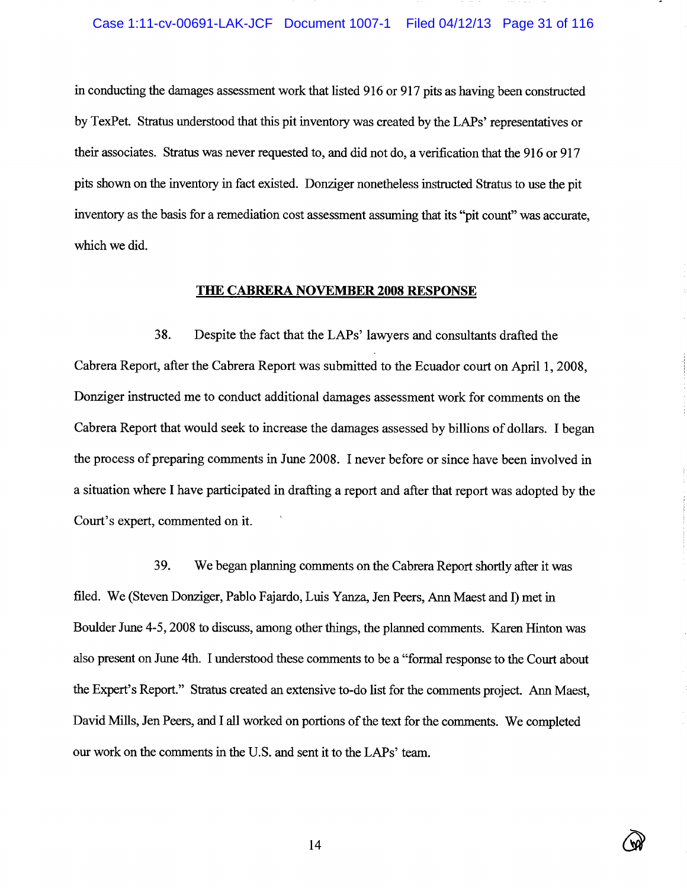in conducting the damages assessment work that listed 916 or 917 pits as having been constructed by TexPet. Stratus understood that this pit inventory was created by the LAPs' representatives or their associates. Stratus was never requested to, and did not do, a verification that the 916 or 917 pits shown on the inventory in fact existed. Donziger nonetheless instructed Stratus to use the pit inventory as the basis for a remediation cost assessment assuming that its "pit count" was accurate, which we did.

## THE CABRERA NOVEMBER 2008 RESPONSE

38. Despite the fact that the LAPs' lawyers and consultants drafted the Cabrera Report, after the Cabrera Report was submitted to the Ecuador court on April 1, 2008, Donziger instructed me to conduct additional damages assessment work for comments on the Cabrera Report that would seek to increase the damages assessed by billions of dollars. I began the process of preparing comments in June 2008. I never before or since have been involved in a situation where I have participated in drafting a report and after that report was adopted by the Court's expert, commented on it.

39. We began planning comments on the Cabrera Report shortly after it was filed. We (Steven Donziger, Pablo Fajardo, Luis Yanza, Jen Peers, Ann Maest and I) met in Boulder June 4-5, 2008 to discuss, among other things, the planned comments. Karen Hinton was also present on June 4th. I understood these comments to be a "formal response to the Court about the Expert's Report." Stratus created an extensive to-do list for the comments project. Ann Maest, David Mills, Jen Peers, and I all worked on portions of the text for the comments. We completed our work on the comments in the U.S. and sent it to the LAPs' team.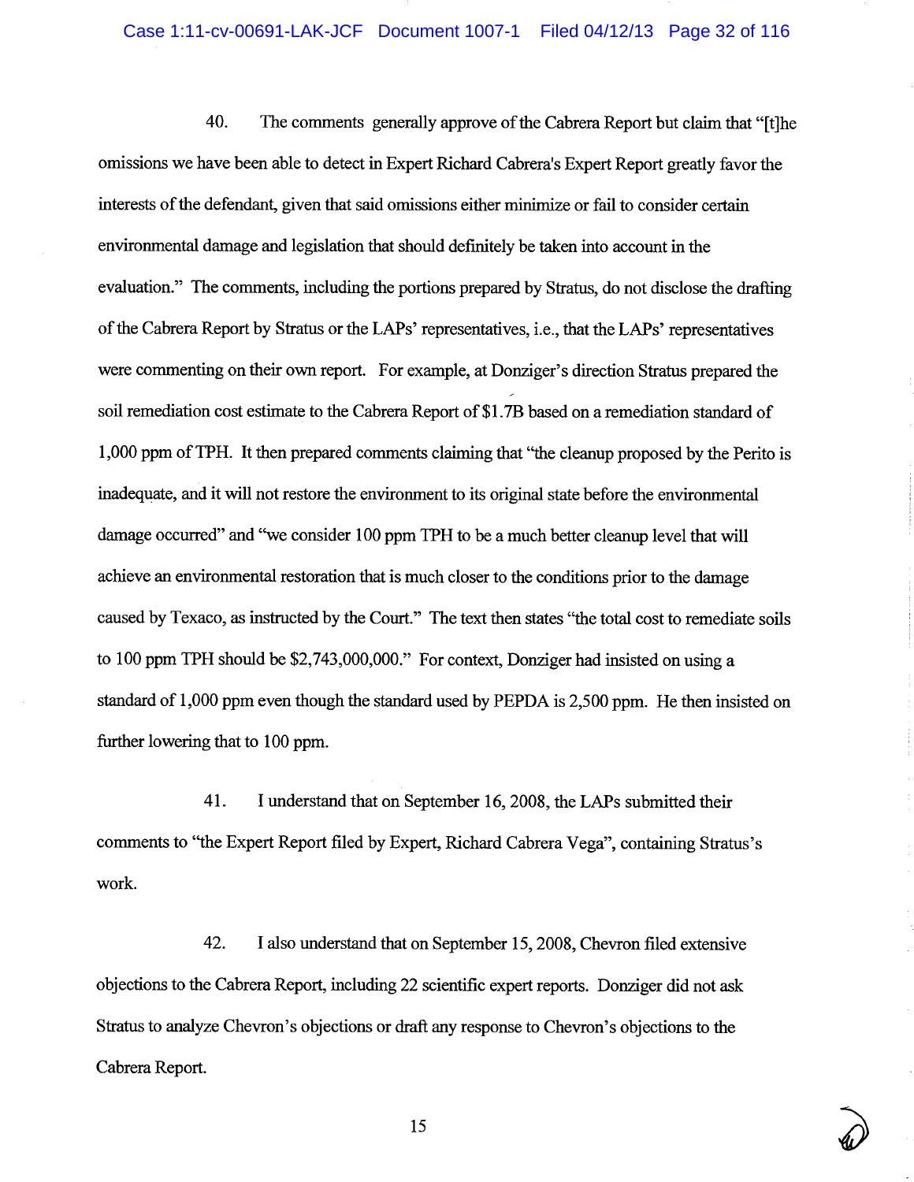40. The comments generally approve of the Cabrera Report but claim that "[t]he omissions we have been able to detect in Expert Richard Cabrera's Expert Report greatly favor the interests of the defendant, given that said omissions either minimize or fail to consider certain environmental damage and legislation that should definitely be taken into account in the evaluation." The comments, including the portions prepared by Stratus, do not disclose the drafting of the Cabrera Report by Stratus or the LAPs' representatives, i.e., that the LAPs' representatives were commenting on their own report. For example, at Donziger's direction Stratus prepared the soil remediation cost estimate to the Cabrera Report of $1.7B based on a remediation standard of 1,000 ppm of TPH. It then prepared comments claiming that "the cleanup proposed by the Perito is inadequate, and it will not restore the environment to its original state before the environmental damage occurred" and "we consider 100 ppm TPH to be a much better cleanup level that will achieve an environmental restoration that is much closer to the conditions prior to the damage caused by Texaco, as instructed by the Court." The text then states "the total cost to remediate soils to 100 ppm TPH should be $2,743,000,000." For context, Donziger had insisted on using a standard of 1,000 ppm even though the standard used by PEPDA is 2,500 ppm. He then insisted on further lowering that to 100 ppm.

41. I understand that on September 16, 2008, the LAPs submitted their comments to "the Expert Report filed by Expert, Richard Cabrera Vega", containing Stratus's work.

42. I also understand that on September 15, 2008, Chevron filed extensive objections to the Cabrera Report, including 22 scientific expert reports. Donziger did not ask Stratus to analyze Chevron's objections or draft any response to Chevron's objections to the Cabrera Report.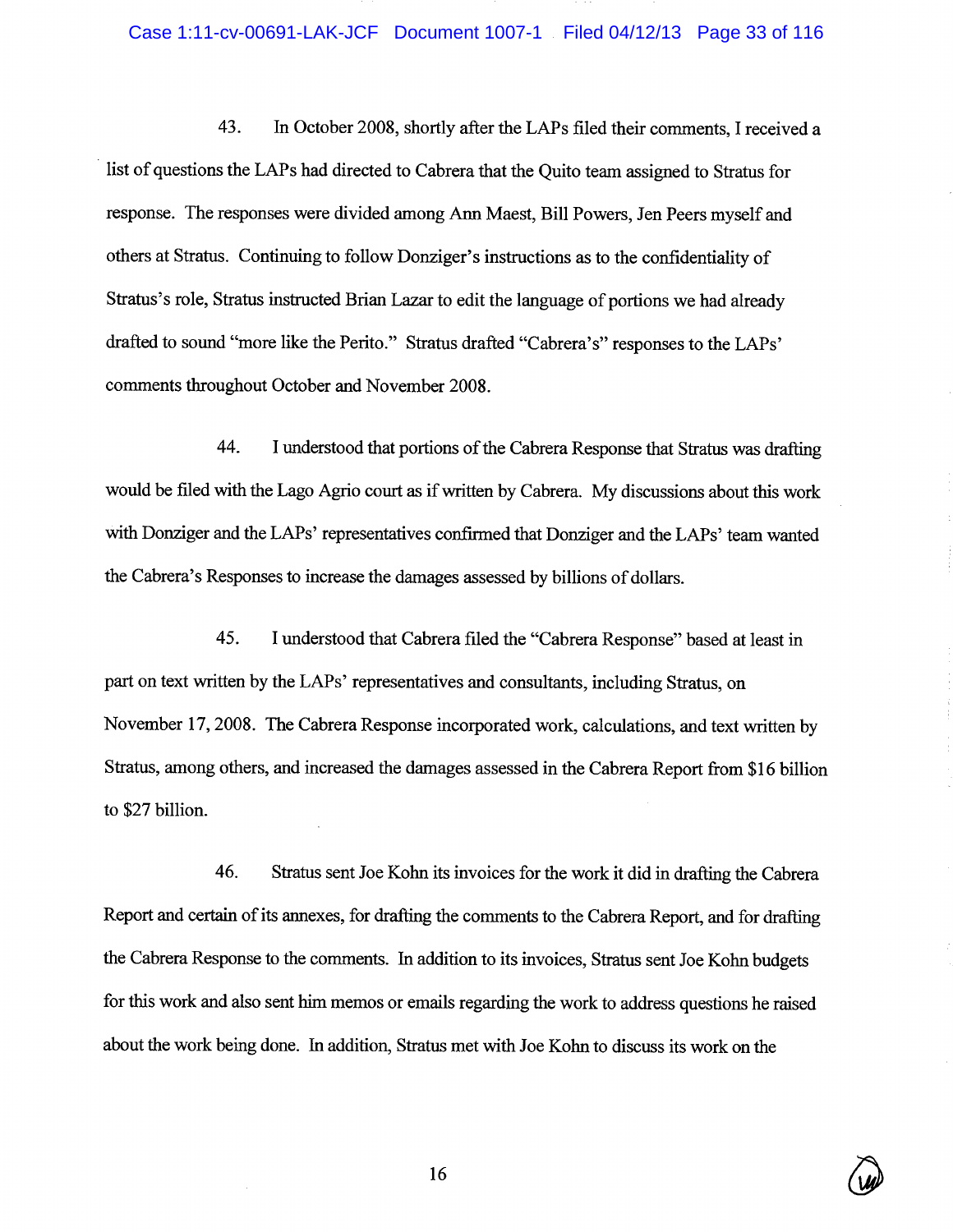43. In October 2008, shortly after the LAPs filed their comments, I received a list of questions the LAPs had directed to Cabrera that the Quito team assigned to Stratus for response. The responses were divided among Ann Maest, Bill Powers, Jen Peers myself and others at Stratus. Continuing to follow Donziger's instructions as to the confidentiality of Stratus's role, Stratus instructed Brian Lazar to edit the language of portions we had already drafted to sound "more like the Perito." Stratus drafted "Cabrera's" responses to the LAPs' comments throughout October and November 2008.

44. I understood that portions of the Cabrera Response that Stratus was drafting would be filed with the Lago Agrio court as if written by Cabrera. My discussions about this work with Donziger and the LAPs' representatives confirmed that Donziger and the LAPs' team wanted the Cabrera's Responses to increase the damages assessed by billions of dollars.

45. I understood that Cabrera filed the "Cabrera Response" based at least in part on text written by the LAPs' representatives and consultants, including Stratus, on November 17, 2008. The Cabrera Response incorporated work, calculations, and text written by Stratus, among others, and increased the damages assessed in the Cabrera Report from $16 billion to $27 billion.

46. Stratus sent Joe Kohn its invoices for the work it did in drafting the Cabrera Report and certain of its annexes, for drafting the comments to the Cabrera Report, and for drafting the Cabrera Response to the comments. In addition to its invoices, Stratus sent Joe Kohn budgets for this work and also sent him memos or emails regarding the work to address questions he raised about the work being done. In addition, Stratus met with Joe Kohn to discuss its work on the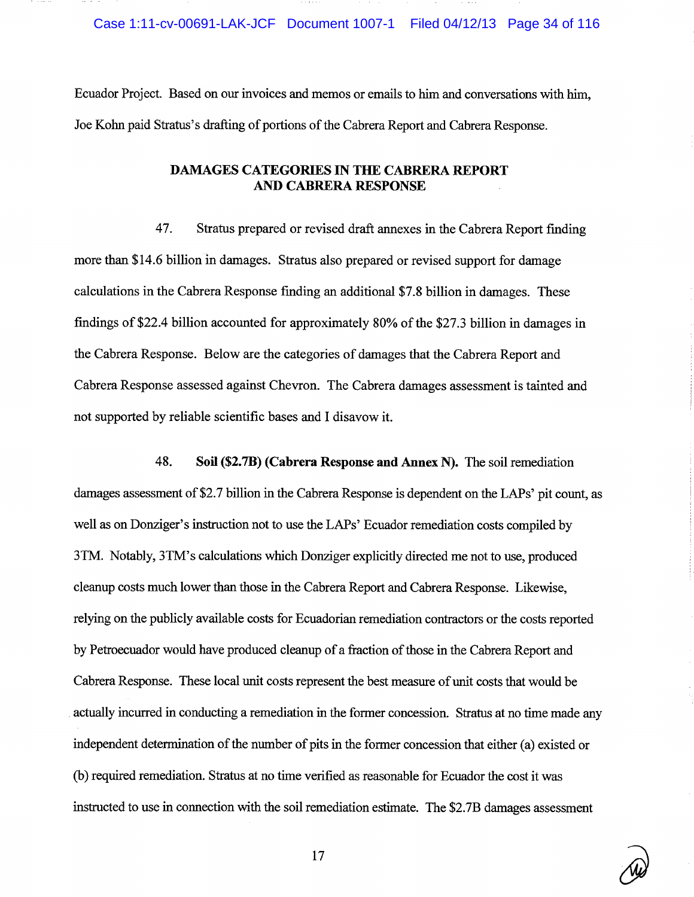Ecuador Project. Based on our invoices and memos or emails to him and conversations with him, Joe Kohn paid Stratus's drafting of portions of the Cabrera Report and Cabrera Response.

## DAMAGES CATEGORIES IN THE CABRERA REPORT AND CABRERA RESPONSE

47. Stratus prepared or revised draft annexes in the Cabrera Report finding more than $14.6 billion in damages. Stratus also prepared or revised support for damage calculations in the Cabrera Response finding an additional $7.8 billion in damages. These findings of $22.4 billion accounted for approximately 80% of the $27.3 billion in damages in the Cabrera Response. Below are the categories of damages that the Cabrera Report and Cabrera Response assessed against Chevron. The Cabrera damages assessment is tainted and not supported by reliable scientific bases and I disavow it.

48. **Soil ($2.7B) (Cabrera Response and Annex N).** The soil remediation damages assessment of $2.7 billion in the Cabrera Response is dependent on the LAPs' pit count, as well as on Donziger's instruction not to use the LAPs' Ecuador remediation costs compiled by 3TM. Notably, 3TM's calculations which Donziger explicitly directed me not to use, produced cleanup costs much lower than those in the Cabrera Report and Cabrera Response. Likewise, relying on the publicly available costs for Ecuadorian remediation contractors or the costs reported by Petroecuador would have produced cleanup of a fraction of those in the Cabrera Report and Cabrera Response. These local unit costs represent the best measure of unit costs that would be actually incurred in conducting a remediation in the former concession. Stratus at no time made any independent determination of the number of pits in the former concession that either (a) existed or (b) required remediation. Stratus at no time verified as reasonable for Ecuador the cost it was instructed to use in connection with the soil remediation estimate. The $2.7B damages assessment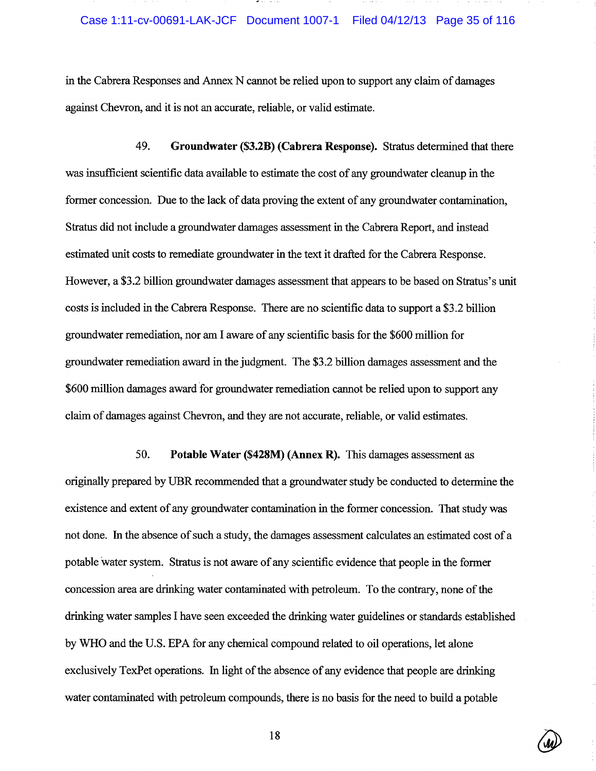in the Cabrera Responses and Annex N cannot be relied upon to support any claim of damages against Chevron, and it is not an accurate, reliable, or valid estimate.

49. **Groundwater ($3.2B) (Cabrera Response).** Stratus determined that there was insufficient scientific data available to estimate the cost of any groundwater cleanup in the former concession. Due to the lack of data proving the extent of any groundwater contamination, Stratus did not include a groundwater damages assessment in the Cabrera Report, and instead estimated unit costs to remediate groundwater in the text it drafted for the Cabrera Response. However, a $3.2 billion groundwater damages assessment that appears to be based on Stratus's unit costs is included in the Cabrera Response. There are no scientific data to support a $3.2 billion groundwater remediation, nor am I aware of any scientific basis for the $600 million for groundwater remediation award in the judgment. The $3.2 billion damages assessment and the $600 million damages award for groundwater remediation cannot be relied upon to support any claim of damages against Chevron, and they are not accurate, reliable, or valid estimates.

50. **Potable Water ($428M) (Annex R).** This damages assessment as originally prepared by UBR recommended that a groundwater study be conducted to determine the existence and extent of any groundwater contamination in the former concession. That study was not done. In the absence of such a study, the damages assessment calculates an estimated cost of a potable water system. Stratus is not aware of any scientific evidence that people in the former concession area are drinking water contaminated with petroleum. To the contrary, none of the drinking water samples I have seen exceeded the drinking water guidelines or standards established by WHO and the U.S. EPA for any chemical compound related to oil operations, let alone exclusively TexPet operations. In light of the absence of any evidence that people are drinking water contaminated with petroleum compounds, there is no basis for the need to build a potable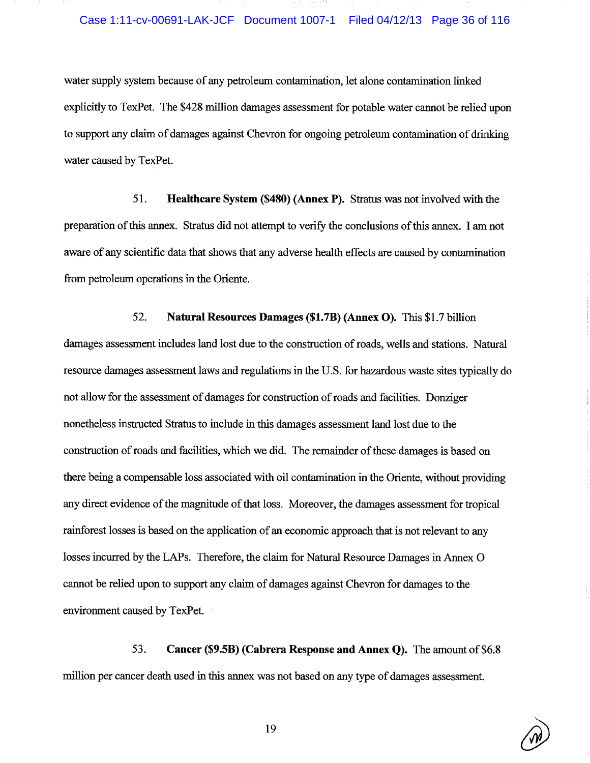water supply system because of any petroleum contamination, let alone contamination linked explicitly to TexPet. The $428 million damages assessment for potable water cannot be relied upon to support any claim of damages against Chevron for ongoing petroleum contamination of drinking water caused by TexPet.

51. **Healthcare System ($480) (Annex P).** Stratus was not involved with the preparation of this annex. Stratus did not attempt to verify the conclusions of this annex. I am not aware of any scientific data that shows that any adverse health effects are caused by contamination from petroleum operations in the Oriente.

52. **Natural Resources Damages ($1.7B) (Annex O).** This $1.7 billion damages assessment includes land lost due to the construction of roads, wells and stations. Natural resource damages assessment laws and regulations in the U.S. for hazardous waste sites typically do not allow for the assessment of damages for construction of roads and facilities. Donziger nonetheless instructed Stratus to include in this damages assessment land lost due to the construction of roads and facilities, which we did. The remainder of these damages is based on there being a compensable loss associated with oil contamination in the Oriente, without providing any direct evidence of the magnitude of that loss. Moreover, the damages assessment for tropical rainforest losses is based on the application of an economic approach that is not relevant to any losses incurred by the LAPs. Therefore, the claim for Natural Resource Damages in Annex O cannot be relied upon to support any claim of damages against Chevron for damages to the environment caused by TexPet.

53. **Cancer ($9.5B) (Cabrera Response and Annex Q).** The amount of $6.8 million per cancer death used in this annex was not based on any type of damages assessment.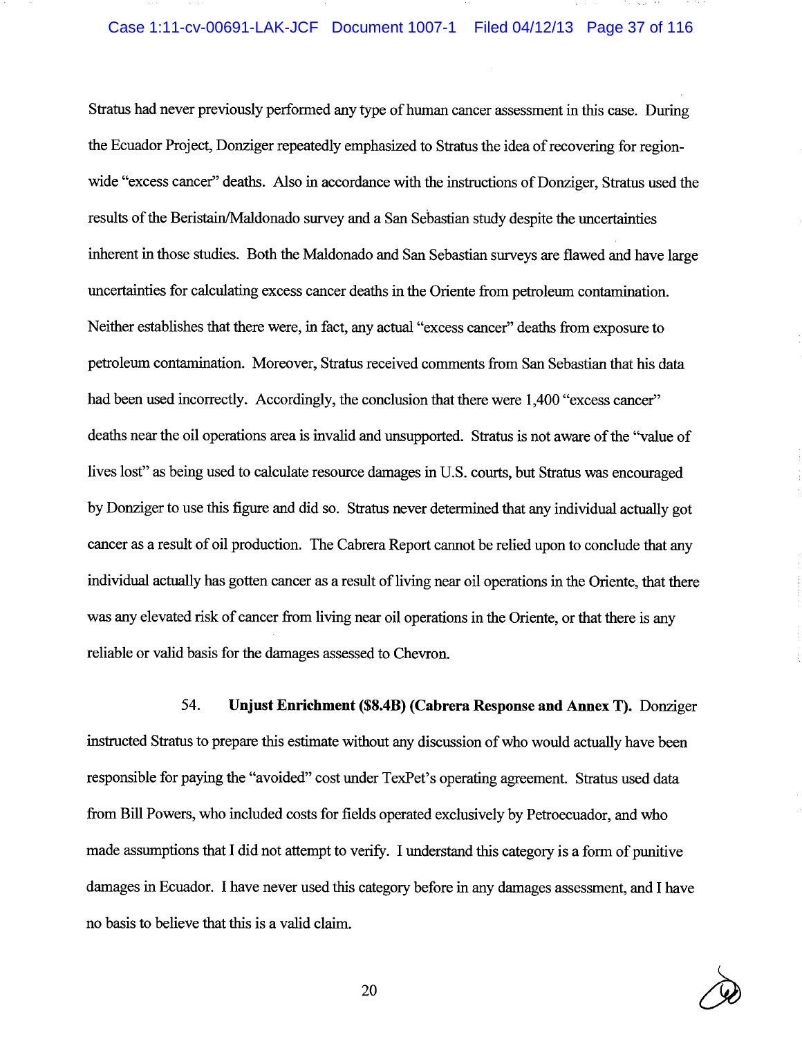Stratus had never previously performed any type of human cancer assessment in this case. During the Ecuador Project, Donziger repeatedly emphasized to Stratus the idea of recovering for region-wide "excess cancer" deaths. Also in accordance with the instructions of Donziger, Stratus used the results of the Beristain/Maldonado survey and a San Sebastian study despite the uncertainties inherent in those studies. Both the Maldonado and San Sebastian surveys are flawed and have large uncertainties for calculating excess cancer deaths in the Oriente from petroleum contamination. Neither establishes that there were, in fact, any actual "excess cancer" deaths from exposure to petroleum contamination. Moreover, Stratus received comments from San Sebastian that his data had been used incorrectly. Accordingly, the conclusion that there were 1,400 "excess cancer" deaths near the oil operations area is invalid and unsupported. Stratus is not aware of the "value of lives lost" as being used to calculate resource damages in U.S. courts, but Stratus was encouraged by Donziger to use this figure and did so. Stratus never determined that any individual actually got cancer as a result of oil production. The Cabrera Report cannot be relied upon to conclude that any individual actually has gotten cancer as a result of living near oil operations in the Oriente, that there was any elevated risk of cancer from living near oil operations in the Oriente, or that there is any reliable or valid basis for the damages assessed to Chevron.

54. **Unjust Enrichment ($8.4B) (Cabrera Response and Annex T).** Donziger instructed Stratus to prepare this estimate without any discussion of who would actually have been responsible for paying the "avoided" cost under TexPet's operating agreement. Stratus used data from Bill Powers, who included costs for fields operated exclusively by Petroecuador, and who made assumptions that I did not attempt to verify. I understand this category is a form of punitive damages in Ecuador. I have never used this category before in any damages assessment, and I have no basis to believe that this is a valid claim.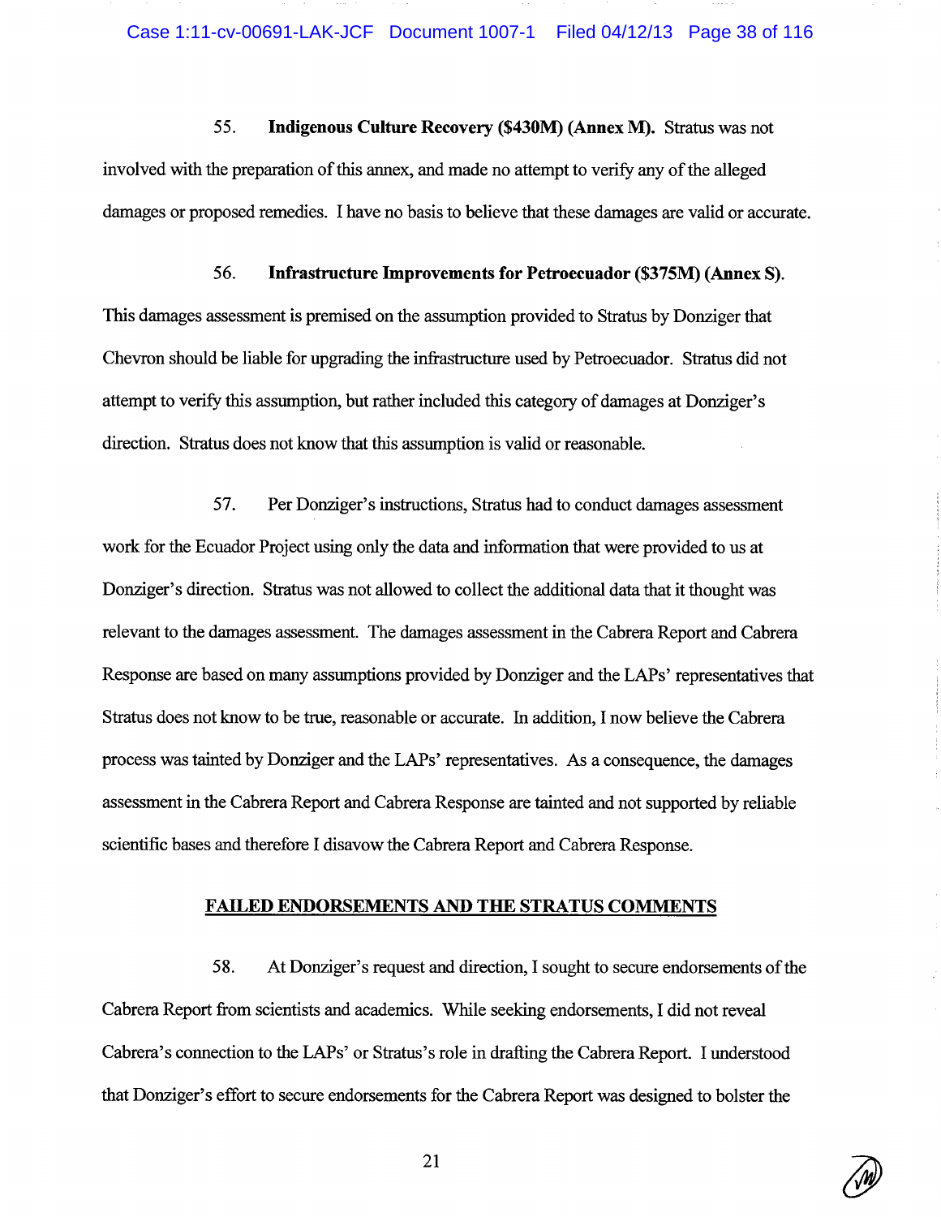55. **Indigenous Culture Recovery ($430M) (Annex M).** Stratus was not involved with the preparation of this annex, and made no attempt to verify any of the alleged damages or proposed remedies. I have no basis to believe that these damages are valid or accurate.

56. **Infrastructure Improvements for Petroecuador ($375M) (Annex S).** This damages assessment is premised on the assumption provided to Stratus by Donziger that Chevron should be liable for upgrading the infrastructure used by Petroecuador. Stratus did not attempt to verify this assumption, but rather included this category of damages at Donziger's direction. Stratus does not know that this assumption is valid or reasonable.

57. Per Donziger's instructions, Stratus had to conduct damages assessment work for the Ecuador Project using only the data and information that were provided to us at Donziger's direction. Stratus was not allowed to collect the additional data that it thought was relevant to the damages assessment. The damages assessment in the Cabrera Report and Cabrera Response are based on many assumptions provided by Donziger and the LAPs' representatives that Stratus does not know to be true, reasonable or accurate. In addition, I now believe the Cabrera process was tainted by Donziger and the LAPs' representatives. As a consequence, the damages assessment in the Cabrera Report and Cabrera Response are tainted and not supported by reliable scientific bases and therefore I disavow the Cabrera Report and Cabrera Response.

## FAILED ENDORSEMENTS AND THE STRATUS COMMENTS

58. At Donziger's request and direction, I sought to secure endorsements of the Cabrera Report from scientists and academics. While seeking endorsements, I did not reveal Cabrera's connection to the LAPs' or Stratus's role in drafting the Cabrera Report. I understood that Donziger's effort to secure endorsements for the Cabrera Report was designed to bolster the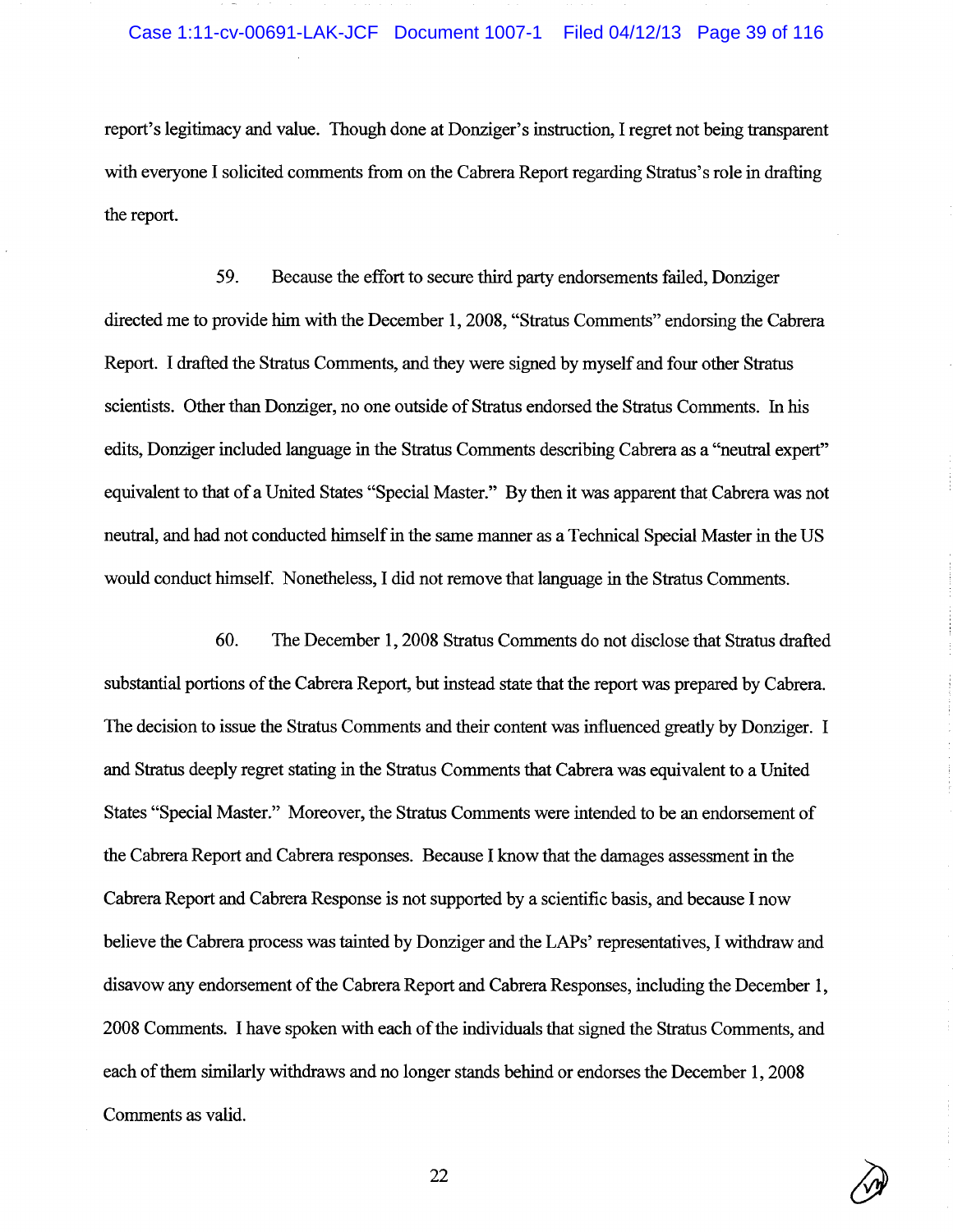report's legitimacy and value. Though done at Donziger's instruction, I regret not being transparent with everyone I solicited comments from on the Cabrera Report regarding Stratus's role in drafting the report.

59. Because the effort to secure third party endorsements failed, Donziger directed me to provide him with the December 1, 2008, "Stratus Comments" endorsing the Cabrera Report. I drafted the Stratus Comments, and they were signed by myself and four other Stratus scientists. Other than Donziger, no one outside of Stratus endorsed the Stratus Comments. In his edits, Donziger included language in the Stratus Comments describing Cabrera as a "neutral expert" equivalent to that of a United States "Special Master." By then it was apparent that Cabrera was not neutral, and had not conducted himself in the same manner as a Technical Special Master in the US would conduct himself. Nonetheless, I did not remove that language in the Stratus Comments.

60. The December 1, 2008 Stratus Comments do not disclose that Stratus drafted substantial portions of the Cabrera Report, but instead state that the report was prepared by Cabrera. The decision to issue the Stratus Comments and their content was influenced greatly by Donziger. I and Stratus deeply regret stating in the Stratus Comments that Cabrera was equivalent to a United States "Special Master." Moreover, the Stratus Comments were intended to be an endorsement of the Cabrera Report and Cabrera responses. Because I know that the damages assessment in the Cabrera Report and Cabrera Response is not supported by a scientific basis, and because I now believe the Cabrera process was tainted by Donziger and the LAPs' representatives, I withdraw and disavow any endorsement of the Cabrera Report and Cabrera Responses, including the December 1, 2008 Comments. I have spoken with each of the individuals that signed the Stratus Comments, and each of them similarly withdraws and no longer stands behind or endorses the December 1, 2008 Comments as valid.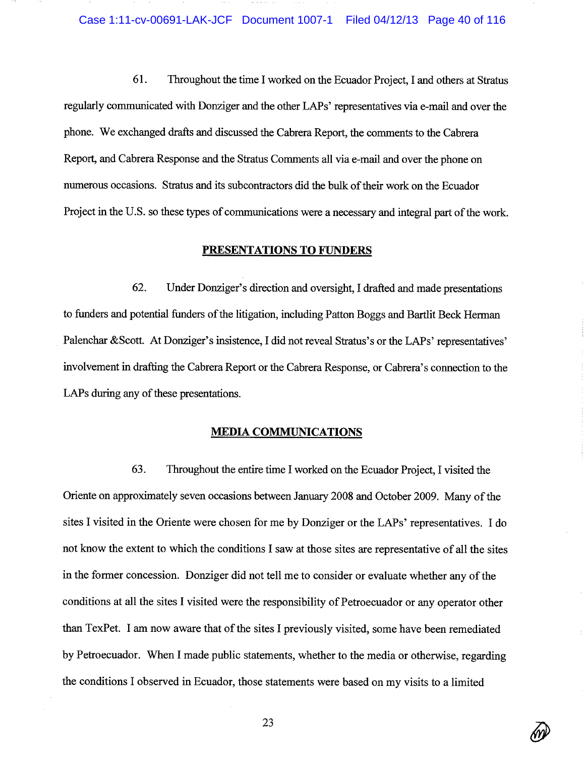61. Throughout the time I worked on the Ecuador Project, I and others at Stratus regularly communicated with Donziger and the other LAPs' representatives via e-mail and over the phone. We exchanged drafts and discussed the Cabrera Report, the comments to the Cabrera Report, and Cabrera Response and the Stratus Comments all via e-mail and over the phone on numerous occasions. Stratus and its subcontractors did the bulk of their work on the Ecuador Project in the U.S. so these types of communications were a necessary and integral part of the work.

## PRESENTATIONS TO FUNDERS

62. Under Donziger's direction and oversight, I drafted and made presentations to funders and potential funders of the litigation, including Patton Boggs and Bartlit Beck Herman Palenchar &Scott. At Donziger's insistence, I did not reveal Stratus's or the LAPs' representatives' involvement in drafting the Cabrera Report or the Cabrera Response, or Cabrera's connection to the LAPs during any of these presentations.

## MEDIA COMMUNICATIONS

63. Throughout the entire time I worked on the Ecuador Project, I visited the Oriente on approximately seven occasions between January 2008 and October 2009. Many of the sites I visited in the Oriente were chosen for me by Donziger or the LAPs' representatives. I do not know the extent to which the conditions I saw at those sites are representative of all the sites in the former concession. Donziger did not tell me to consider or evaluate whether any of the conditions at all the sites I visited were the responsibility of Petroecuador or any operator other than TexPet. I am now aware that of the sites I previously visited, some have been remediated by Petroecuador. When I made public statements, whether to the media or otherwise, regarding the conditions I observed in Ecuador, those statements were based on my visits to a limited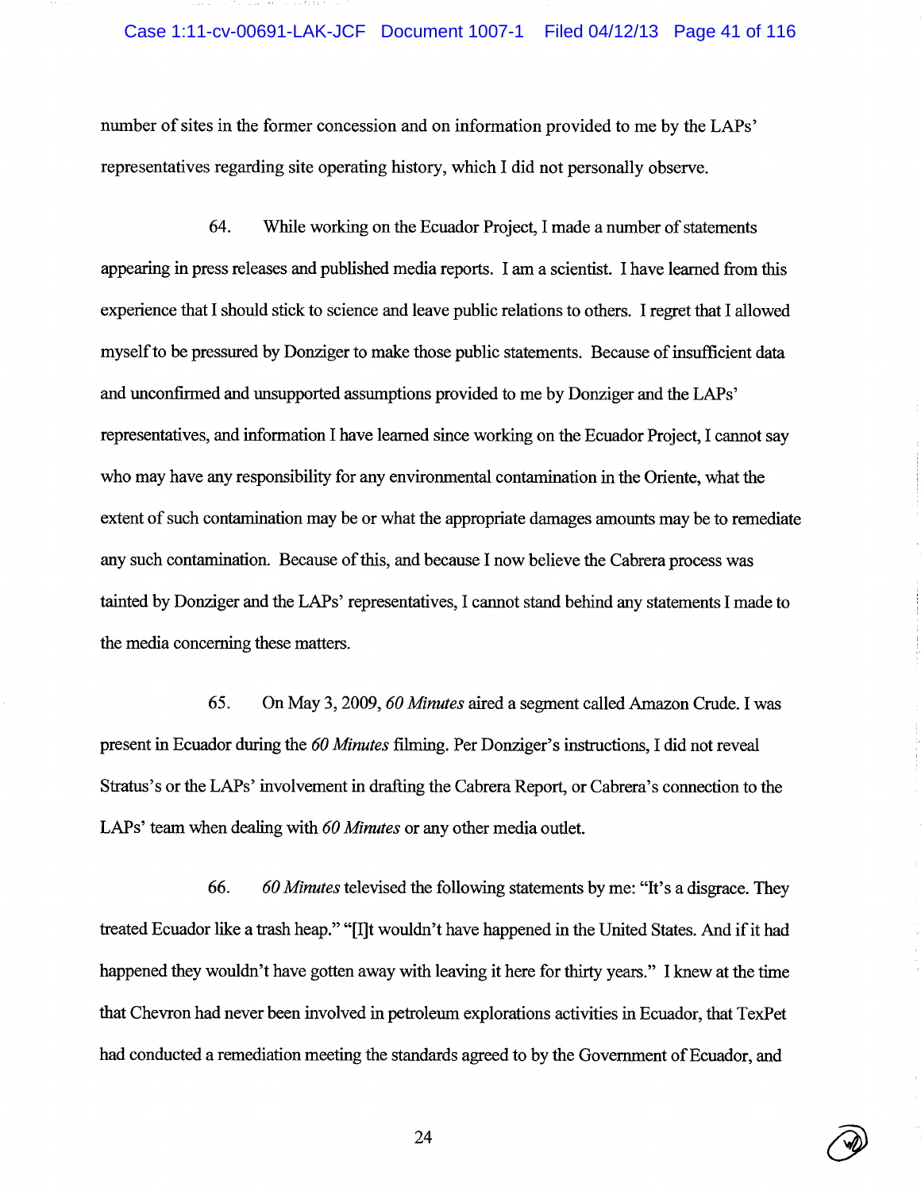number of sites in the former concession and on information provided to me by the LAPs' representatives regarding site operating history, which I did not personally observe.

64. While working on the Ecuador Project, I made a number of statements appearing in press releases and published media reports. I am a scientist. I have learned from this experience that I should stick to science and leave public relations to others. I regret that I allowed myself to be pressured by Donziger to make those public statements. Because of insufficient data and unconfirmed and unsupported assumptions provided to me by Donziger and the LAPs' representatives, and information I have learned since working on the Ecuador Project, I cannot say who may have any responsibility for any environmental contamination in the Oriente, what the extent of such contamination may be or what the appropriate damages amounts may be to remediate any such contamination. Because of this, and because I now believe the Cabrera process was tainted by Donziger and the LAPs' representatives, I cannot stand behind any statements I made to the media concerning these matters.

65. On May 3, 2009, *60 Minutes* aired a segment called Amazon Crude. I was present in Ecuador during the *60 Minutes* filming. Per Donziger's instructions, I did not reveal Stratus's or the LAPs' involvement in drafting the Cabrera Report, or Cabrera's connection to the LAPs' team when dealing with *60 Minutes* or any other media outlet.

66. *60 Minutes* televised the following statements by me: "It's a disgrace. They treated Ecuador like a trash heap." "[I]t wouldn't have happened in the United States. And if it had happened they wouldn't have gotten away with leaving it here for thirty years." I knew at the time that Chevron had never been involved in petroleum explorations activities in Ecuador, that TexPet had conducted a remediation meeting the standards agreed to by the Government of Ecuador, and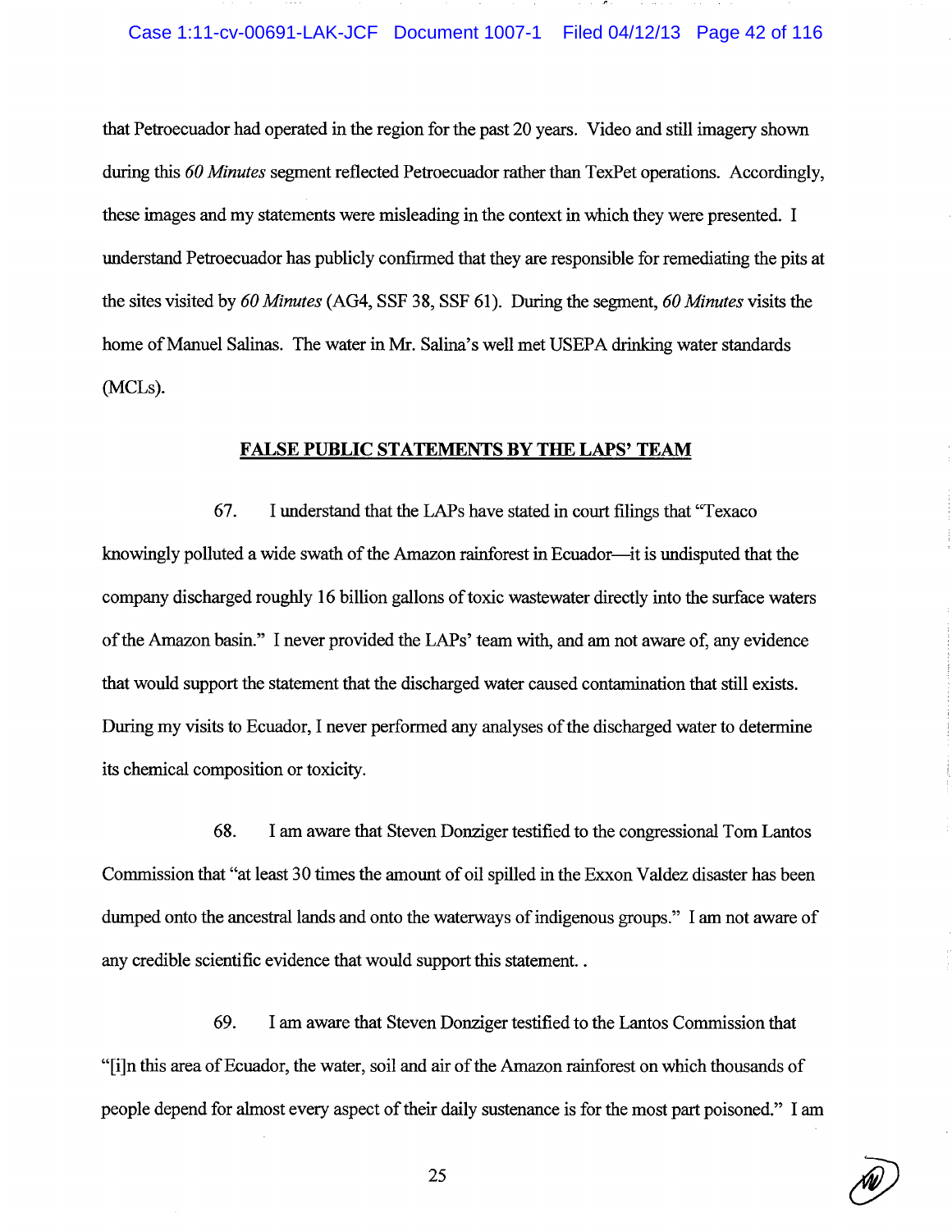that Petroecuador had operated in the region for the past 20 years. Video and still imagery shown during this *60 Minutes* segment reflected Petroecuador rather than TexPet operations. Accordingly, these images and my statements were misleading in the context in which they were presented. I understand Petroecuador has publicly confirmed that they are responsible for remediating the pits at the sites visited by *60 Minutes* (AG4, SSF 38, SSF 61). During the segment, *60 Minutes* visits the home of Manuel Salinas. The water in Mr. Salina's well met USEPA drinking water standards (MCLs).

## FALSE PUBLIC STATEMENTS BY THE LAPS' TEAM

67. I understand that the LAPs have stated in court filings that "Texaco knowingly polluted a wide swath of the Amazon rainforest in Ecuador—it is undisputed that the company discharged roughly 16 billion gallons of toxic wastewater directly into the surface waters of the Amazon basin." I never provided the LAPs' team with, and am not aware of, any evidence that would support the statement that the discharged water caused contamination that still exists. During my visits to Ecuador, I never performed any analyses of the discharged water to determine its chemical composition or toxicity.

68. I am aware that Steven Donziger testified to the congressional Tom Lantos Commission that "at least 30 times the amount of oil spilled in the Exxon Valdez disaster has been dumped onto the ancestral lands and onto the waterways of indigenous groups." I am not aware of any credible scientific evidence that would support this statement. .

69. I am aware that Steven Donziger testified to the Lantos Commission that "[i]n this area of Ecuador, the water, soil and air of the Amazon rainforest on which thousands of people depend for almost every aspect of their daily sustenance is for the most part poisoned." I am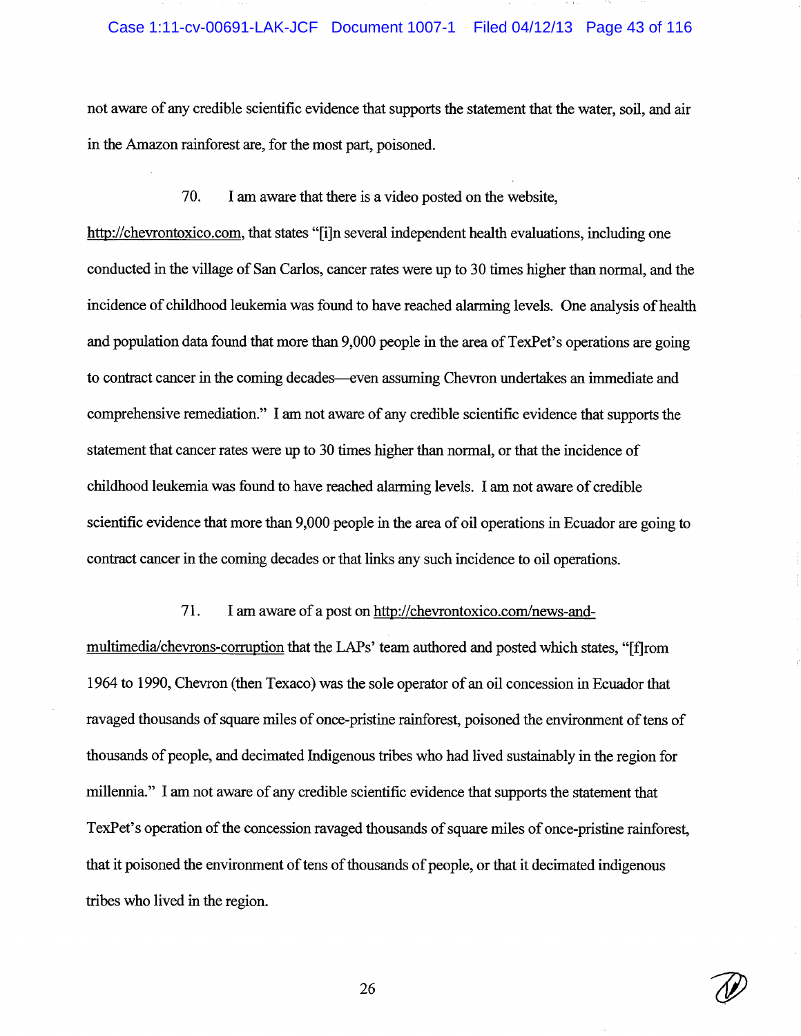not aware of any credible scientific evidence that supports the statement that the water, soil, and air in the Amazon rainforest are, for the most part, poisoned.

70. I am aware that there is a video posted on the website, http://chevrontoxico.com, that states "[i]n several independent health evaluations, including one conducted in the village of San Carlos, cancer rates were up to 30 times higher than normal, and the incidence of childhood leukemia was found to have reached alarming levels. One analysis of health and population data found that more than 9,000 people in the area of TexPet's operations are going to contract cancer in the coming decades—even assuming Chevron undertakes an immediate and comprehensive remediation." I am not aware of any credible scientific evidence that supports the statement that cancer rates were up to 30 times higher than normal, or that the incidence of childhood leukemia was found to have reached alarming levels. I am not aware of credible scientific evidence that more than 9,000 people in the area of oil operations in Ecuador are going to contract cancer in the coming decades or that links any such incidence to oil operations.

71. I am aware of a post on http://chevrontoxico.com/news-and-multimedia/chevrons-corruption that the LAPs' team authored and posted which states, "[f]rom 1964 to 1990, Chevron (then Texaco) was the sole operator of an oil concession in Ecuador that ravaged thousands of square miles of once-pristine rainforest, poisoned the environment of tens of thousands of people, and decimated Indigenous tribes who had lived sustainably in the region for millennia." I am not aware of any credible scientific evidence that supports the statement that TexPet's operation of the concession ravaged thousands of square miles of once-pristine rainforest, that it poisoned the environment of tens of thousands of people, or that it decimated indigenous tribes who lived in the region.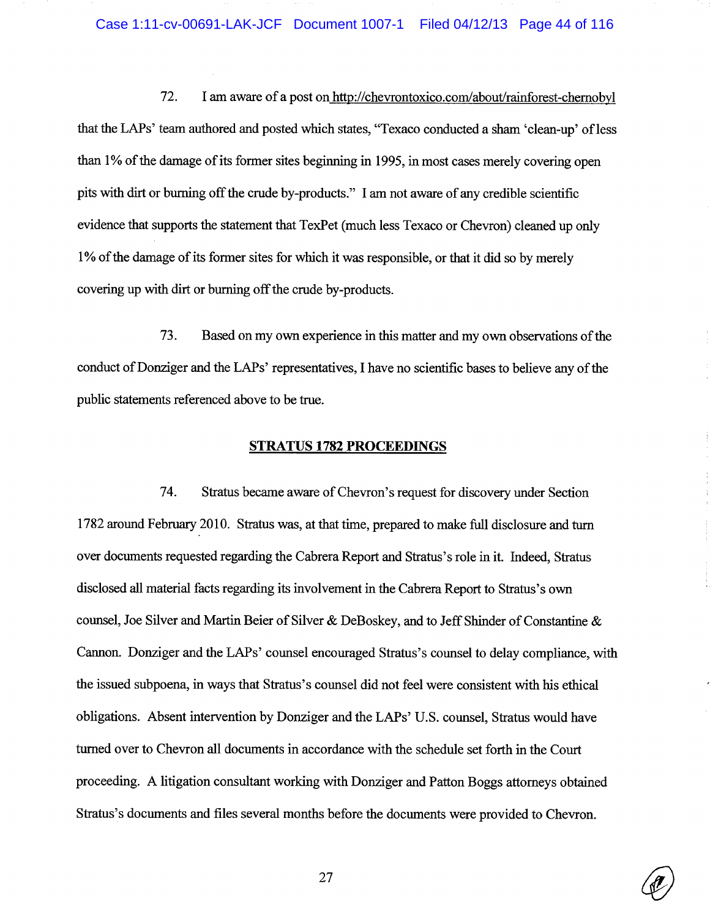72. I am aware of a post on http://chevrontoxico.com/about/rainforest-chernobyl that the LAPs' team authored and posted which states, "Texaco conducted a sham 'clean-up' of less than 1% of the damage of its former sites beginning in 1995, in most cases merely covering open pits with dirt or burning off the crude by-products." I am not aware of any credible scientific evidence that supports the statement that TexPet (much less Texaco or Chevron) cleaned up only 1% of the damage of its former sites for which it was responsible, or that it did so by merely covering up with dirt or burning off the crude by-products.

73. Based on my own experience in this matter and my own observations of the conduct of Donziger and the LAPs' representatives, I have no scientific bases to believe any of the public statements referenced above to be true.

## STRATUS 1782 PROCEEDINGS

74. Stratus became aware of Chevron's request for discovery under Section 1782 around February 2010. Stratus was, at that time, prepared to make full disclosure and turn over documents requested regarding the Cabrera Report and Stratus's role in it. Indeed, Stratus disclosed all material facts regarding its involvement in the Cabrera Report to Stratus's own counsel, Joe Silver and Martin Beier of Silver & DeBoskey, and to Jeff Shinder of Constantine & Cannon. Donziger and the LAPs' counsel encouraged Stratus's counsel to delay compliance, with the issued subpoena, in ways that Stratus's counsel did not feel were consistent with his ethical obligations. Absent intervention by Donziger and the LAPs' U.S. counsel, Stratus would have turned over to Chevron all documents in accordance with the schedule set forth in the Court proceeding. A litigation consultant working with Donziger and Patton Boggs attorneys obtained Stratus's documents and files several months before the documents were provided to Chevron.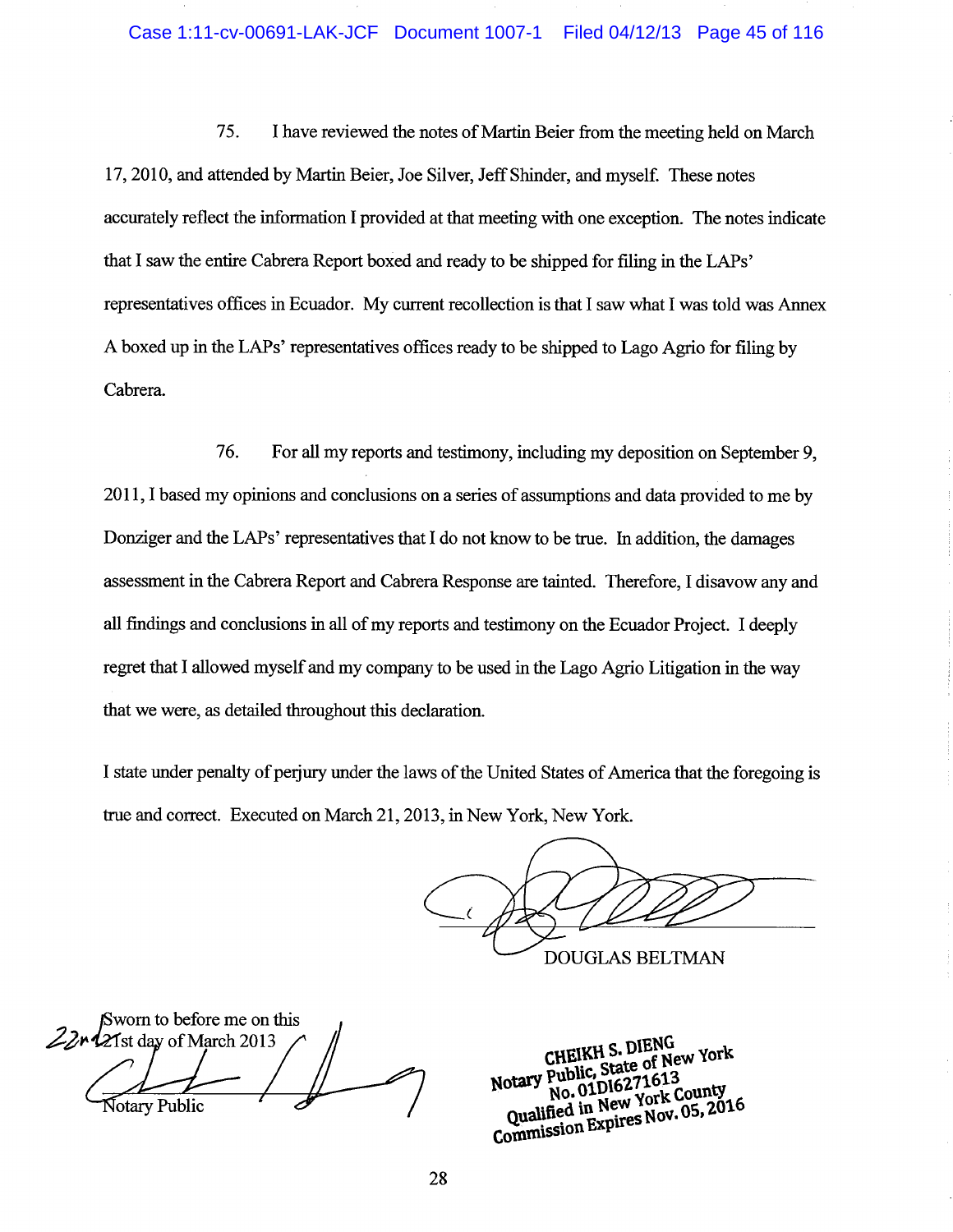75. I have reviewed the notes of Martin Beier from the meeting held on March 17, 2010, and attended by Martin Beier, Joe Silver, Jeff Shinder, and myself. These notes accurately reflect the information I provided at that meeting with one exception. The notes indicate that I saw the entire Cabrera Report boxed and ready to be shipped for filing in the LAPs' representatives offices in Ecuador. My current recollection is that I saw what I was told was Annex A boxed up in the LAPs' representatives offices ready to be shipped to Lago Agrio for filing by Cabrera.

76. For all my reports and testimony, including my deposition on September 9, 2011, I based my opinions and conclusions on a series of assumptions and data provided to me by Donziger and the LAPs' representatives that I do not know to be true. In addition, the damages assessment in the Cabrera Report and Cabrera Response are tainted. Therefore, I disavow any and all findings and conclusions in all of my reports and testimony on the Ecuador Project. I deeply regret that I allowed myself and my company to be used in the Lago Agrio Litigation in the way that we were, as detailed throughout this declaration.

I state under penalty of perjury under the laws of the United States of America that the foregoing is true and correct. Executed on March 21, 2013, in New York, New York.

DOUGLAS BELTMAN

Sworn to before me on this 22nd ~~21st~~ day of March 2013

Notary Public

CHEIKH S. DIENG
Notary Public, State of New York
No. 01DI6271613
Qualified in New York County
Commission Expires Nov. 05, 2016